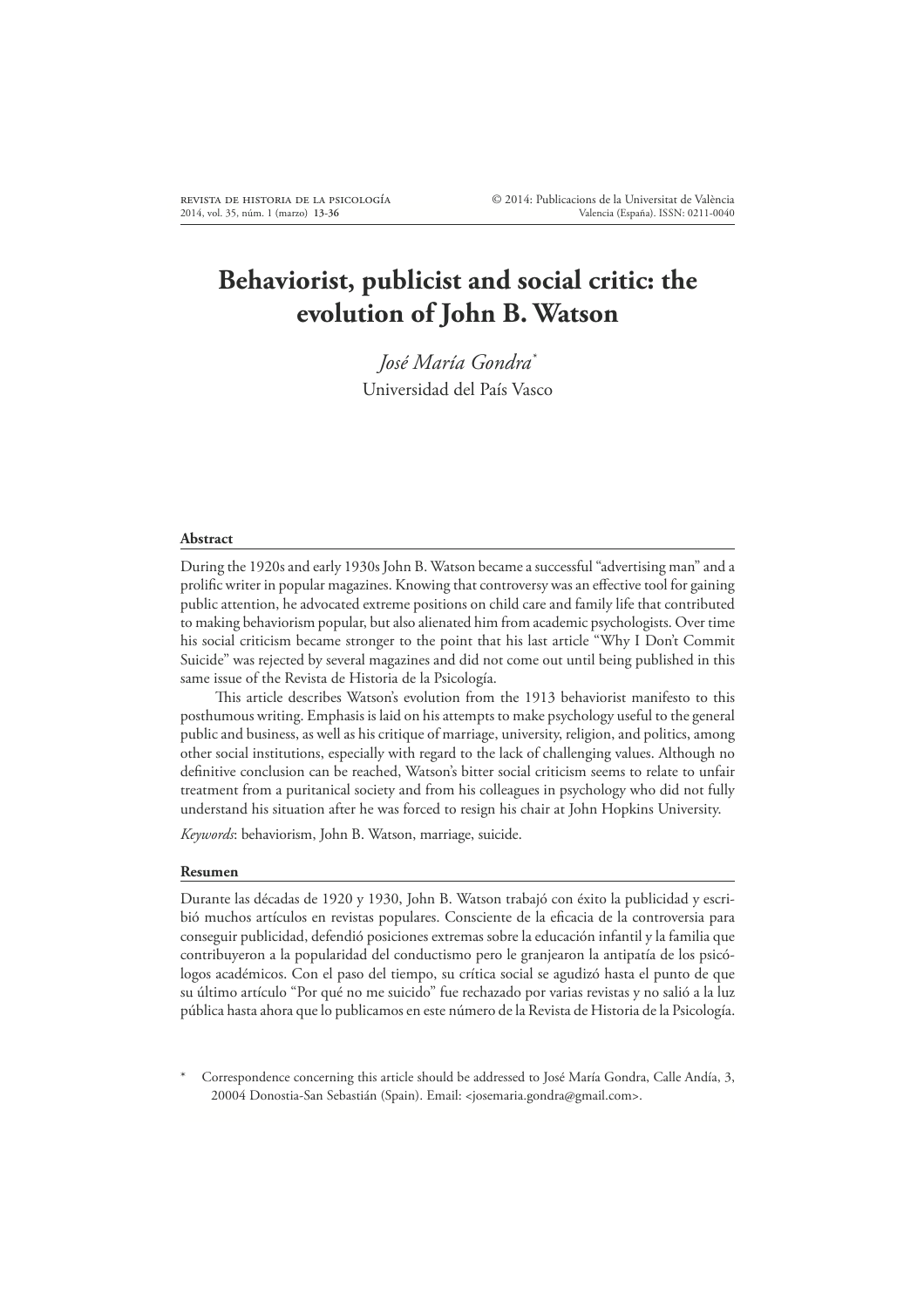# Behaviorist, publicist and social critic: the evolution of John B. Watson

*José María Gondra*[*]

Universidad del País Vasco

## Abstract

During the 1920s and early 1930s John B. Watson became a successful "advertising man" and a prolific writer in popular magazines. Knowing that controversy was an effective tool for gaining public attention, he advocated extreme positions on child care and family life that contributed to making behaviorism popular, but also alienated him from academic psychologists. Over time his social criticism became stronger to the point that his last article "Why I Don't Commit Suicide" was rejected by several magazines and did not come out until being published in this same issue of the Revista de Historia de la Psicología.

This article describes Watson's evolution from the 1913 behaviorist manifesto to this posthumous writing. Emphasis is laid on his attempts to make psychology useful to the general public and business, as well as his critique of marriage, university, religion, and politics, among other social institutions, especially with regard to the lack of challenging values. Although no definitive conclusion can be reached, Watson's bitter social criticism seems to relate to unfair treatment from a puritanical society and from his colleagues in psychology who did not fully understand his situation after he was forced to resign his chair at John Hopkins University.

*Keywords*: behaviorism, John B. Watson, marriage, suicide.

## Resumen

Durante las décadas de 1920 y 1930, John B. Watson trabajó con éxito la publicidad y escribió muchos artículos en revistas populares. Consciente de la eficacia de la controversia para conseguir publicidad, defendió posiciones extremas sobre la educación infantil y la familia que contribuyeron a la popularidad del conductismo pero le granjearon la antipatía de los psicólogos académicos. Con el paso del tiempo, su crítica social se agudizó hasta el punto de que su último artículo "Por qué no me suicido" fue rechazado por varias revistas y no salió a la luz pública hasta ahora que lo publicamos en este número de la Revista de Historia de la Psicología.

[*] Correspondence concerning this article should be addressed to José María Gondra, Calle Andía, 3, 20004 Donostia-San Sebastián (Spain). Email: <josemaria.gondra@gmail.com>.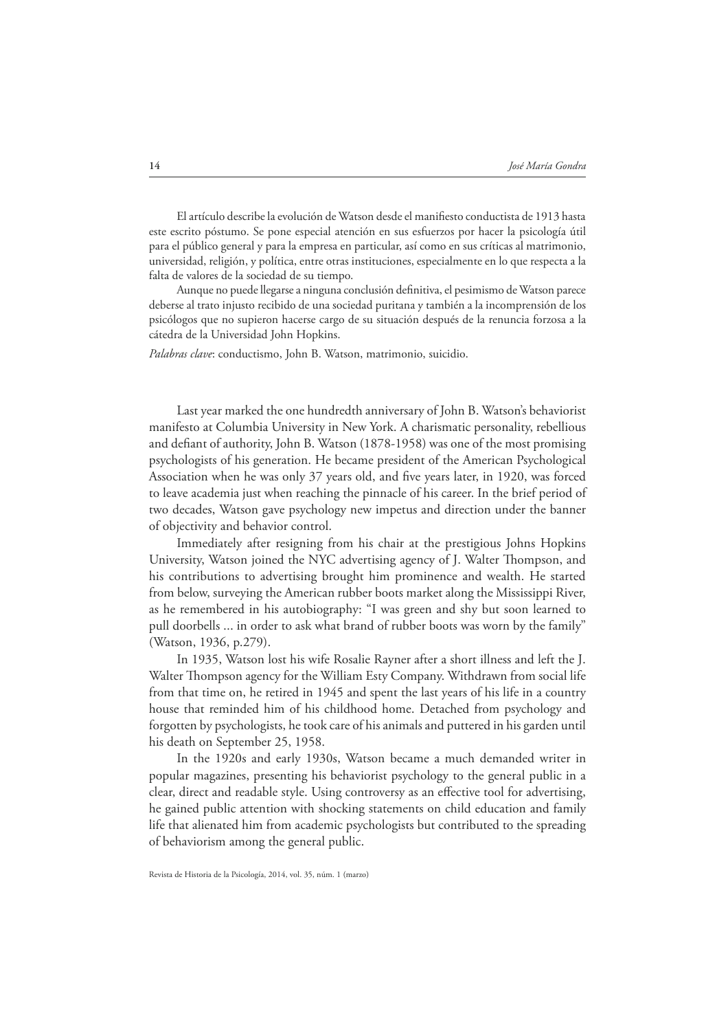El artículo describe la evolución de Watson desde el manifiesto conductista de 1913 hasta este escrito póstumo. Se pone especial atención en sus esfuerzos por hacer la psicología útil para el público general y para la empresa en particular, así como en sus críticas al matrimonio, universidad, religión, y política, entre otras instituciones, especialmente en lo que respecta a la falta de valores de la sociedad de su tiempo.

Aunque no puede llegarse a ninguna conclusión definitiva, el pesimismo de Watson parece deberse al trato injusto recibido de una sociedad puritana y también a la incomprensión de los psicólogos que no supieron hacerse cargo de su situación después de la renuncia forzosa a la cátedra de la Universidad John Hopkins.

*Palabras clave*: conductismo, John B. Watson, matrimonio, suicidio.

Last year marked the one hundredth anniversary of John B. Watson's behaviorist manifesto at Columbia University in New York. A charismatic personality, rebellious and defiant of authority, John B. Watson (1878-1958) was one of the most promising psychologists of his generation. He became president of the American Psychological Association when he was only 37 years old, and five years later, in 1920, was forced to leave academia just when reaching the pinnacle of his career. In the brief period of two decades, Watson gave psychology new impetus and direction under the banner of objectivity and behavior control.

Immediately after resigning from his chair at the prestigious Johns Hopkins University, Watson joined the NYC advertising agency of J. Walter Thompson, and his contributions to advertising brought him prominence and wealth. He started from below, surveying the American rubber boots market along the Mississippi River, as he remembered in his autobiography: "I was green and shy but soon learned to pull doorbells ... in order to ask what brand of rubber boots was worn by the family" (Watson, 1936, p.279).

In 1935, Watson lost his wife Rosalie Rayner after a short illness and left the J. Walter Thompson agency for the William Esty Company. Withdrawn from social life from that time on, he retired in 1945 and spent the last years of his life in a country house that reminded him of his childhood home. Detached from psychology and forgotten by psychologists, he took care of his animals and puttered in his garden until his death on September 25, 1958.

In the 1920s and early 1930s, Watson became a much demanded writer in popular magazines, presenting his behaviorist psychology to the general public in a clear, direct and readable style. Using controversy as an effective tool for advertising, he gained public attention with shocking statements on child education and family life that alienated him from academic psychologists but contributed to the spreading of behaviorism among the general public.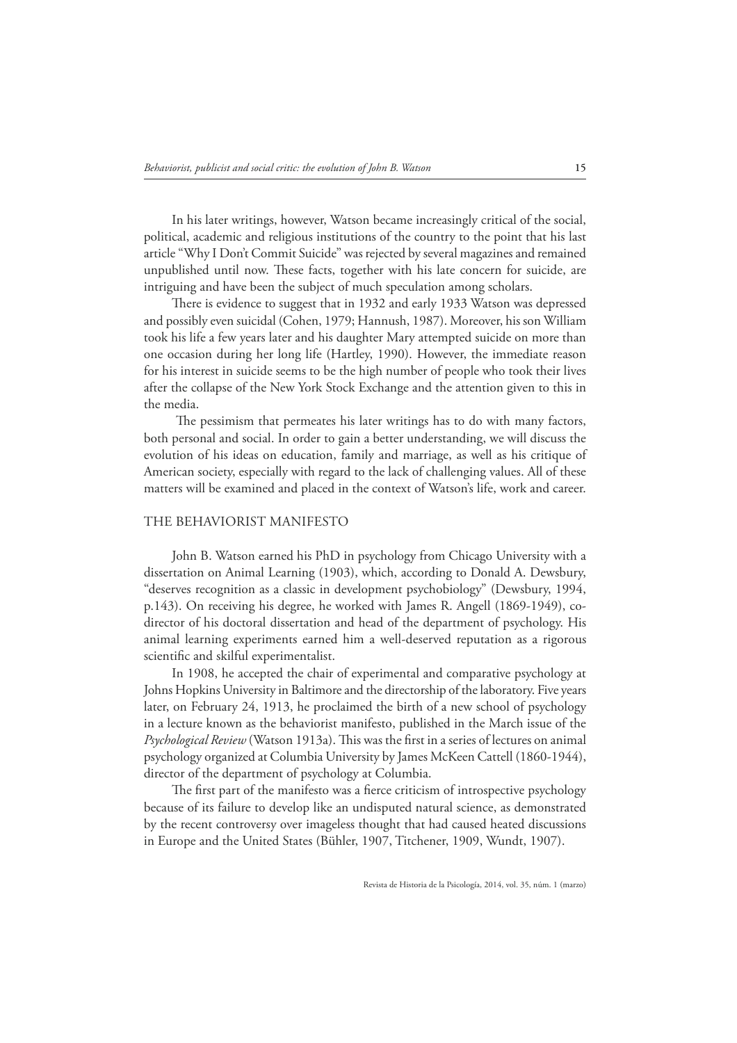In his later writings, however, Watson became increasingly critical of the social, political, academic and religious institutions of the country to the point that his last article "Why I Don't Commit Suicide" was rejected by several magazines and remained unpublished until now. These facts, together with his late concern for suicide, are intriguing and have been the subject of much speculation among scholars.

There is evidence to suggest that in 1932 and early 1933 Watson was depressed and possibly even suicidal (Cohen, 1979; Hannush, 1987). Moreover, his son William took his life a few years later and his daughter Mary attempted suicide on more than one occasion during her long life (Hartley, 1990). However, the immediate reason for his interest in suicide seems to be the high number of people who took their lives after the collapse of the New York Stock Exchange and the attention given to this in the media.

The pessimism that permeates his later writings has to do with many factors, both personal and social. In order to gain a better understanding, we will discuss the evolution of his ideas on education, family and marriage, as well as his critique of American society, especially with regard to the lack of challenging values. All of these matters will be examined and placed in the context of Watson's life, work and career.

## THE BEHAVIORIST MANIFESTO

John B. Watson earned his PhD in psychology from Chicago University with a dissertation on Animal Learning (1903), which, according to Donald A. Dewsbury, "deserves recognition as a classic in development psychobiology" (Dewsbury, 1994, p.143). On receiving his degree, he worked with James R. Angell (1869-1949), co-director of his doctoral dissertation and head of the department of psychology. His animal learning experiments earned him a well-deserved reputation as a rigorous scientific and skilful experimentalist.

In 1908, he accepted the chair of experimental and comparative psychology at Johns Hopkins University in Baltimore and the directorship of the laboratory. Five years later, on February 24, 1913, he proclaimed the birth of a new school of psychology in a lecture known as the behaviorist manifesto, published in the March issue of the *Psychological Review* (Watson 1913a). This was the first in a series of lectures on animal psychology organized at Columbia University by James McKeen Cattell (1860-1944), director of the department of psychology at Columbia.

The first part of the manifesto was a fierce criticism of introspective psychology because of its failure to develop like an undisputed natural science, as demonstrated by the recent controversy over imageless thought that had caused heated discussions in Europe and the United States (Bühler, 1907, Titchener, 1909, Wundt, 1907).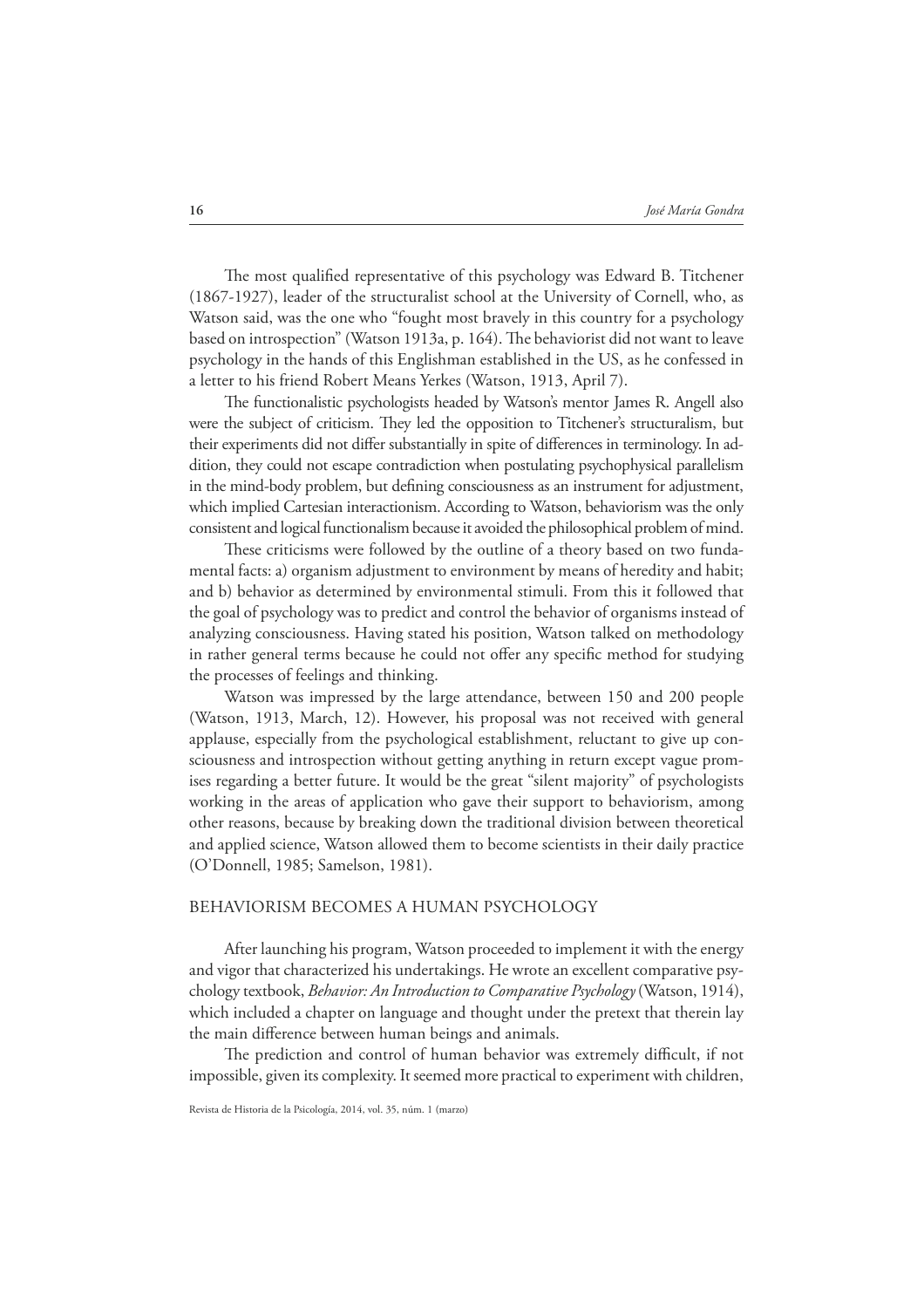The most qualified representative of this psychology was Edward B. Titchener (1867-1927), leader of the structuralist school at the University of Cornell, who, as Watson said, was the one who "fought most bravely in this country for a psychology based on introspection" (Watson 1913a, p. 164). The behaviorist did not want to leave psychology in the hands of this Englishman established in the US, as he confessed in a letter to his friend Robert Means Yerkes (Watson, 1913, April 7).

The functionalistic psychologists headed by Watson's mentor James R. Angell also were the subject of criticism. They led the opposition to Titchener's structuralism, but their experiments did not differ substantially in spite of differences in terminology. In addition, they could not escape contradiction when postulating psychophysical parallelism in the mind-body problem, but defining consciousness as an instrument for adjustment, which implied Cartesian interactionism. According to Watson, behaviorism was the only consistent and logical functionalism because it avoided the philosophical problem of mind.

These criticisms were followed by the outline of a theory based on two fundamental facts: a) organism adjustment to environment by means of heredity and habit; and b) behavior as determined by environmental stimuli. From this it followed that the goal of psychology was to predict and control the behavior of organisms instead of analyzing consciousness. Having stated his position, Watson talked on methodology in rather general terms because he could not offer any specific method for studying the processes of feelings and thinking.

Watson was impressed by the large attendance, between 150 and 200 people (Watson, 1913, March, 12). However, his proposal was not received with general applause, especially from the psychological establishment, reluctant to give up consciousness and introspection without getting anything in return except vague promises regarding a better future. It would be the great "silent majority" of psychologists working in the areas of application who gave their support to behaviorism, among other reasons, because by breaking down the traditional division between theoretical and applied science, Watson allowed them to become scientists in their daily practice (O'Donnell, 1985; Samelson, 1981).

## BEHAVIORISM BECOMES A HUMAN PSYCHOLOGY

After launching his program, Watson proceeded to implement it with the energy and vigor that characterized his undertakings. He wrote an excellent comparative psychology textbook, *Behavior: An Introduction to Comparative Psychology* (Watson, 1914), which included a chapter on language and thought under the pretext that therein lay the main difference between human beings and animals.

The prediction and control of human behavior was extremely difficult, if not impossible, given its complexity. It seemed more practical to experiment with children,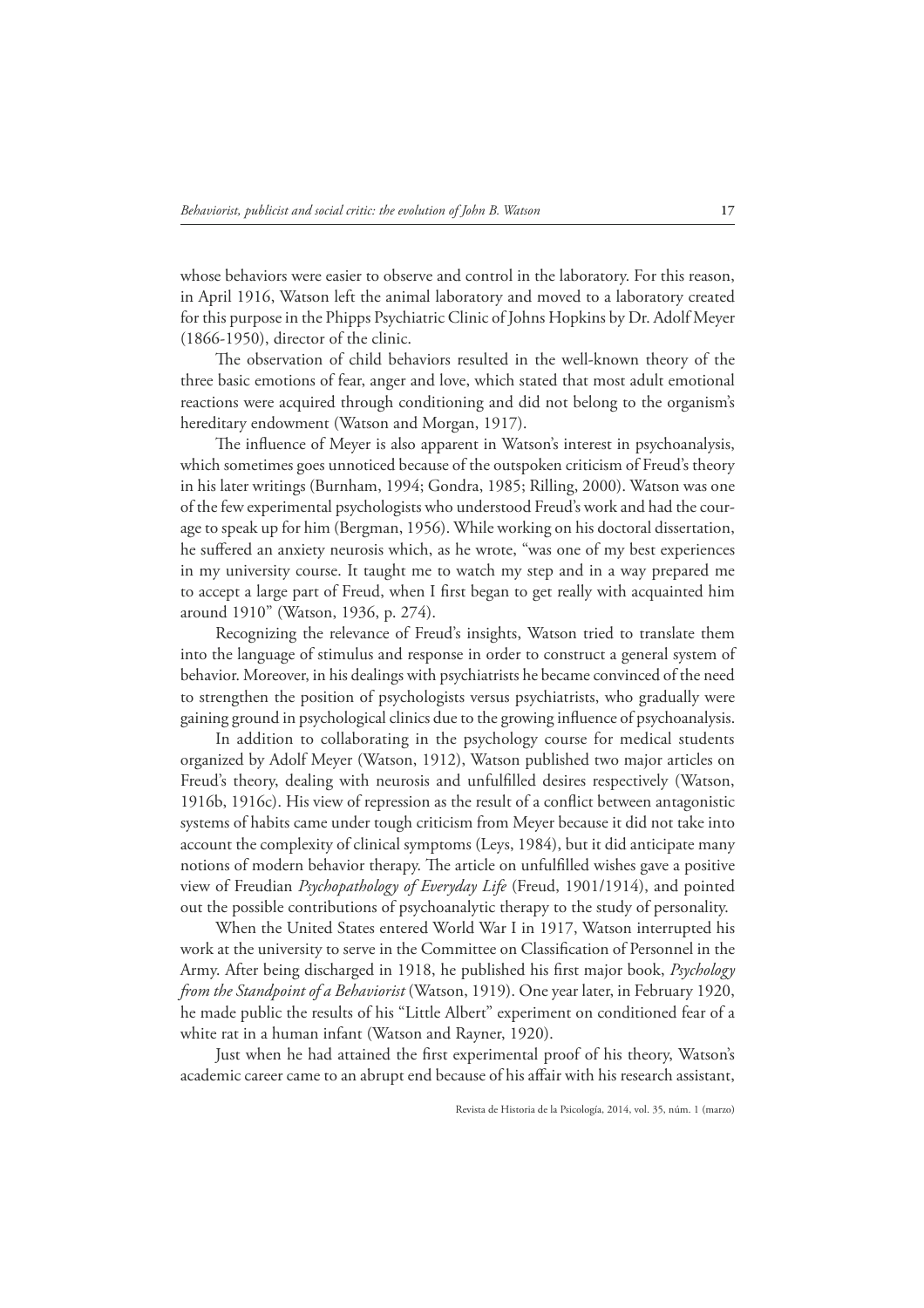whose behaviors were easier to observe and control in the laboratory. For this reason, in April 1916, Watson left the animal laboratory and moved to a laboratory created for this purpose in the Phipps Psychiatric Clinic of Johns Hopkins by Dr. Adolf Meyer (1866-1950), director of the clinic.

The observation of child behaviors resulted in the well-known theory of the three basic emotions of fear, anger and love, which stated that most adult emotional reactions were acquired through conditioning and did not belong to the organism's hereditary endowment (Watson and Morgan, 1917).

The influence of Meyer is also apparent in Watson's interest in psychoanalysis, which sometimes goes unnoticed because of the outspoken criticism of Freud's theory in his later writings (Burnham, 1994; Gondra, 1985; Rilling, 2000). Watson was one of the few experimental psychologists who understood Freud's work and had the courage to speak up for him (Bergman, 1956). While working on his doctoral dissertation, he suffered an anxiety neurosis which, as he wrote, "was one of my best experiences in my university course. It taught me to watch my step and in a way prepared me to accept a large part of Freud, when I first began to get really with acquainted him around 1910" (Watson, 1936, p. 274).

Recognizing the relevance of Freud's insights, Watson tried to translate them into the language of stimulus and response in order to construct a general system of behavior. Moreover, in his dealings with psychiatrists he became convinced of the need to strengthen the position of psychologists versus psychiatrists, who gradually were gaining ground in psychological clinics due to the growing influence of psychoanalysis.

In addition to collaborating in the psychology course for medical students organized by Adolf Meyer (Watson, 1912), Watson published two major articles on Freud's theory, dealing with neurosis and unfulfilled desires respectively (Watson, 1916b, 1916c). His view of repression as the result of a conflict between antagonistic systems of habits came under tough criticism from Meyer because it did not take into account the complexity of clinical symptoms (Leys, 1984), but it did anticipate many notions of modern behavior therapy. The article on unfulfilled wishes gave a positive view of Freudian *Psychopathology of Everyday Life* (Freud, 1901/1914), and pointed out the possible contributions of psychoanalytic therapy to the study of personality.

When the United States entered World War I in 1917, Watson interrupted his work at the university to serve in the Committee on Classification of Personnel in the Army. After being discharged in 1918, he published his first major book, *Psychology from the Standpoint of a Behaviorist* (Watson, 1919). One year later, in February 1920, he made public the results of his "Little Albert" experiment on conditioned fear of a white rat in a human infant (Watson and Rayner, 1920).

Just when he had attained the first experimental proof of his theory, Watson's academic career came to an abrupt end because of his affair with his research assistant,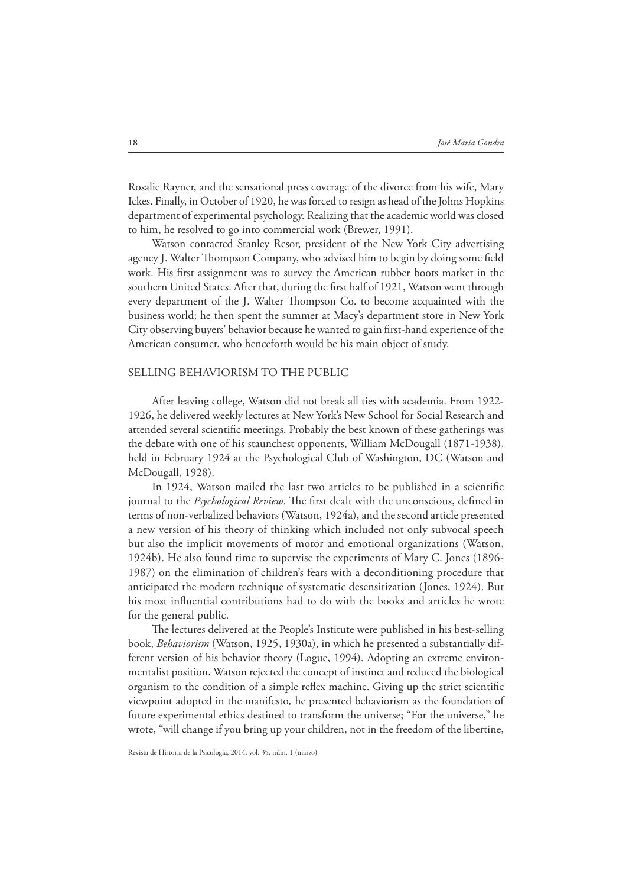Rosalie Rayner, and the sensational press coverage of the divorce from his wife, Mary Ickes. Finally, in October of 1920, he was forced to resign as head of the Johns Hopkins department of experimental psychology. Realizing that the academic world was closed to him, he resolved to go into commercial work (Brewer, 1991).

Watson contacted Stanley Resor, president of the New York City advertising agency J. Walter Thompson Company, who advised him to begin by doing some field work. His first assignment was to survey the American rubber boots market in the southern United States. After that, during the first half of 1921, Watson went through every department of the J. Walter Thompson Co. to become acquainted with the business world; he then spent the summer at Macy's department store in New York City observing buyers' behavior because he wanted to gain first-hand experience of the American consumer, who henceforth would be his main object of study.

## SELLING BEHAVIORISM TO THE PUBLIC

After leaving college, Watson did not break all ties with academia. From 1922-1926, he delivered weekly lectures at New York's New School for Social Research and attended several scientific meetings. Probably the best known of these gatherings was the debate with one of his staunchest opponents, William McDougall (1871-1938), held in February 1924 at the Psychological Club of Washington, DC (Watson and McDougall, 1928).

In 1924, Watson mailed the last two articles to be published in a scientific journal to the *Psychological Review*. The first dealt with the unconscious, defined in terms of non-verbalized behaviors (Watson, 1924a), and the second article presented a new version of his theory of thinking which included not only subvocal speech but also the implicit movements of motor and emotional organizations (Watson, 1924b). He also found time to supervise the experiments of Mary C. Jones (1896-1987) on the elimination of children's fears with a deconditioning procedure that anticipated the modern technique of systematic desensitization (Jones, 1924). But his most influential contributions had to do with the books and articles he wrote for the general public.

The lectures delivered at the People's Institute were published in his best-selling book, *Behaviorism* (Watson, 1925, 1930a), in which he presented a substantially different version of his behavior theory (Logue, 1994). Adopting an extreme environmentalist position, Watson rejected the concept of instinct and reduced the biological organism to the condition of a simple reflex machine. Giving up the strict scientific viewpoint adopted in the manifesto, he presented behaviorism as the foundation of future experimental ethics destined to transform the universe; "For the universe," he wrote, "will change if you bring up your children, not in the freedom of the libertine,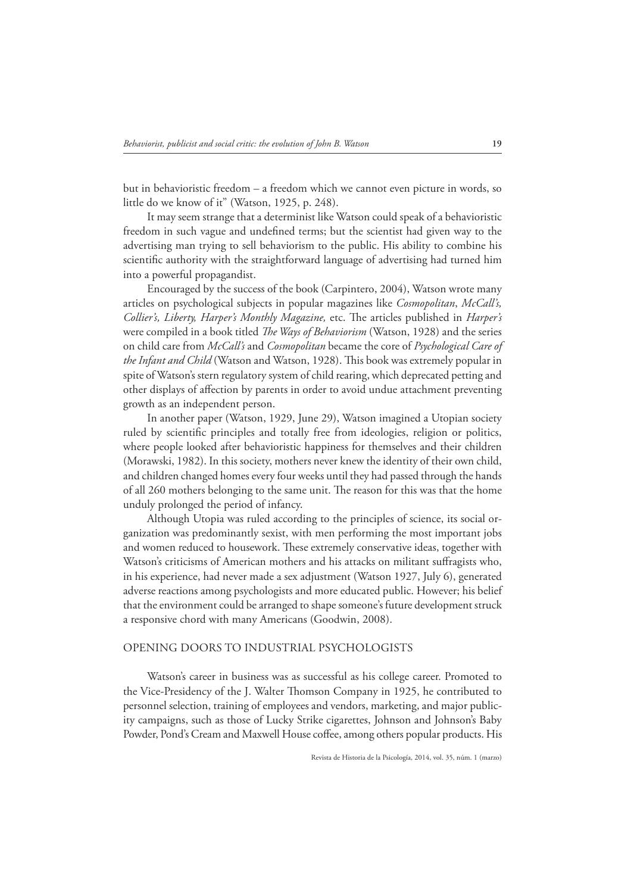but in behavioristic freedom – a freedom which we cannot even picture in words, so little do we know of it" (Watson, 1925, p. 248).

It may seem strange that a determinist like Watson could speak of a behavioristic freedom in such vague and undefined terms; but the scientist had given way to the advertising man trying to sell behaviorism to the public. His ability to combine his scientific authority with the straightforward language of advertising had turned him into a powerful propagandist.

Encouraged by the success of the book (Carpintero, 2004), Watson wrote many articles on psychological subjects in popular magazines like *Cosmopolitan*, *McCall's, Collier's, Liberty, Harper's Monthly Magazine,* etc. The articles published in *Harper's* were compiled in a book titled *The Ways of Behaviorism* (Watson, 1928) and the series on child care from *McCall's* and *Cosmopolitan* became the core of *Psychological Care of the Infant and Child* (Watson and Watson, 1928). This book was extremely popular in spite of Watson's stern regulatory system of child rearing, which deprecated petting and other displays of affection by parents in order to avoid undue attachment preventing growth as an independent person.

In another paper (Watson, 1929, June 29), Watson imagined a Utopian society ruled by scientific principles and totally free from ideologies, religion or politics, where people looked after behavioristic happiness for themselves and their children (Morawski, 1982). In this society, mothers never knew the identity of their own child, and children changed homes every four weeks until they had passed through the hands of all 260 mothers belonging to the same unit. The reason for this was that the home unduly prolonged the period of infancy.

Although Utopia was ruled according to the principles of science, its social organization was predominantly sexist, with men performing the most important jobs and women reduced to housework. These extremely conservative ideas, together with Watson's criticisms of American mothers and his attacks on militant suffragists who, in his experience, had never made a sex adjustment (Watson 1927, July 6), generated adverse reactions among psychologists and more educated public. However; his belief that the environment could be arranged to shape someone's future development struck a responsive chord with many Americans (Goodwin, 2008).

## OPENING DOORS TO INDUSTRIAL PSYCHOLOGISTS

Watson's career in business was as successful as his college career. Promoted to the Vice-Presidency of the J. Walter Thomson Company in 1925, he contributed to personnel selection, training of employees and vendors, marketing, and major publicity campaigns, such as those of Lucky Strike cigarettes, Johnson and Johnson's Baby Powder, Pond's Cream and Maxwell House coffee, among others popular products. His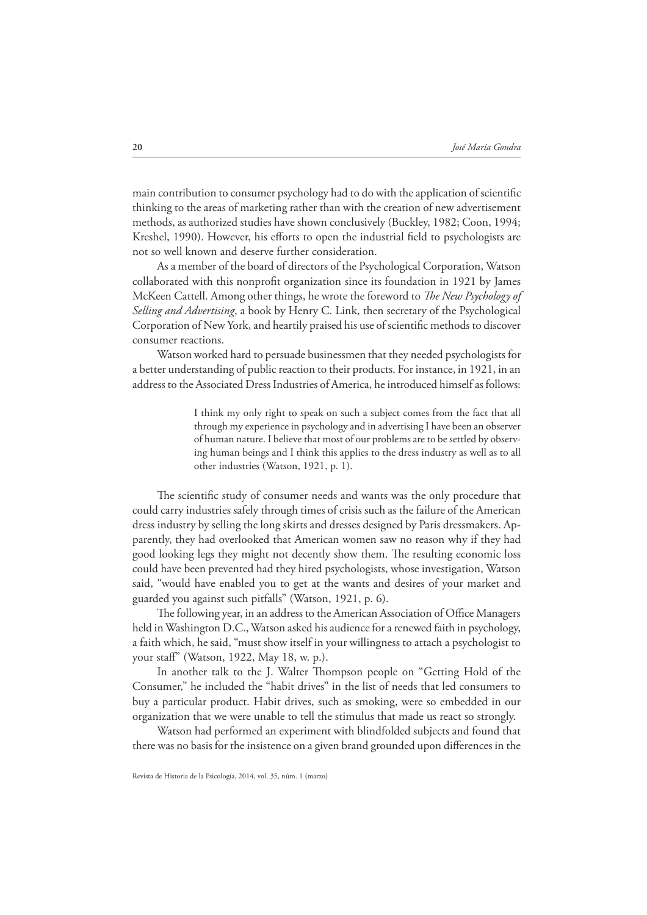main contribution to consumer psychology had to do with the application of scientific thinking to the areas of marketing rather than with the creation of new advertisement methods, as authorized studies have shown conclusively (Buckley, 1982; Coon, 1994; Kreshel, 1990). However, his efforts to open the industrial field to psychologists are not so well known and deserve further consideration.

As a member of the board of directors of the Psychological Corporation, Watson collaborated with this nonprofit organization since its foundation in 1921 by James McKeen Cattell. Among other things, he wrote the foreword to *The New Psychology of Selling and Advertising*, a book by Henry C. Link, then secretary of the Psychological Corporation of New York, and heartily praised his use of scientific methods to discover consumer reactions.

Watson worked hard to persuade businessmen that they needed psychologists for a better understanding of public reaction to their products. For instance, in 1921, in an address to the Associated Dress Industries of America, he introduced himself as follows:

> I think my only right to speak on such a subject comes from the fact that all through my experience in psychology and in advertising I have been an observer of human nature. I believe that most of our problems are to be settled by observing human beings and I think this applies to the dress industry as well as to all other industries (Watson, 1921, p. 1).

The scientific study of consumer needs and wants was the only procedure that could carry industries safely through times of crisis such as the failure of the American dress industry by selling the long skirts and dresses designed by Paris dressmakers. Apparently, they had overlooked that American women saw no reason why if they had good looking legs they might not decently show them. The resulting economic loss could have been prevented had they hired psychologists, whose investigation, Watson said, "would have enabled you to get at the wants and desires of your market and guarded you against such pitfalls" (Watson, 1921, p. 6).

The following year, in an address to the American Association of Office Managers held in Washington D.C., Watson asked his audience for a renewed faith in psychology, a faith which, he said, "must show itself in your willingness to attach a psychologist to your staff" (Watson, 1922, May 18, w. p.).

In another talk to the J. Walter Thompson people on "Getting Hold of the Consumer," he included the "habit drives" in the list of needs that led consumers to buy a particular product. Habit drives, such as smoking, were so embedded in our organization that we were unable to tell the stimulus that made us react so strongly.

Watson had performed an experiment with blindfolded subjects and found that there was no basis for the insistence on a given brand grounded upon differences in the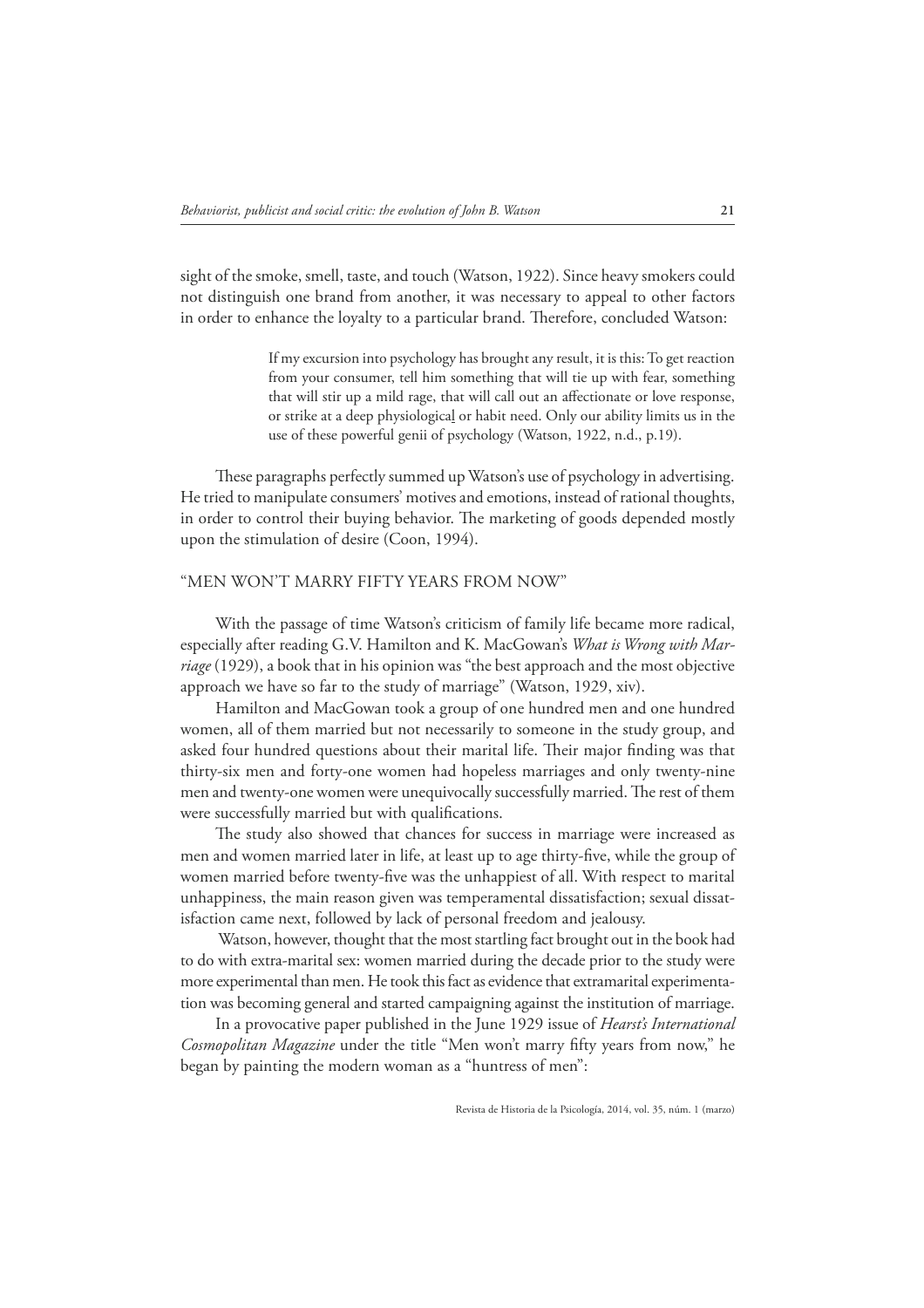sight of the smoke, smell, taste, and touch (Watson, 1922). Since heavy smokers could not distinguish one brand from another, it was necessary to appeal to other factors in order to enhance the loyalty to a particular brand. Therefore, concluded Watson:

> If my excursion into psychology has brought any result, it is this: To get reaction from your consumer, tell him something that will tie up with fear, something that will stir up a mild rage, that will call out an affectionate or love response, or strike at a deep physiological or habit need. Only our ability limits us in the use of these powerful genii of psychology (Watson, 1922, n.d., p.19).

These paragraphs perfectly summed up Watson's use of psychology in advertising. He tried to manipulate consumers' motives and emotions, instead of rational thoughts, in order to control their buying behavior. The marketing of goods depended mostly upon the stimulation of desire (Coon, 1994).

## "MEN WON'T MARRY FIFTY YEARS FROM NOW"

With the passage of time Watson's criticism of family life became more radical, especially after reading G.V. Hamilton and K. MacGowan's *What is Wrong with Marriage* (1929), a book that in his opinion was "the best approach and the most objective approach we have so far to the study of marriage" (Watson, 1929, xiv).

Hamilton and MacGowan took a group of one hundred men and one hundred women, all of them married but not necessarily to someone in the study group, and asked four hundred questions about their marital life. Their major finding was that thirty-six men and forty-one women had hopeless marriages and only twenty-nine men and twenty-one women were unequivocally successfully married. The rest of them were successfully married but with qualifications.

The study also showed that chances for success in marriage were increased as men and women married later in life, at least up to age thirty-five, while the group of women married before twenty-five was the unhappiest of all. With respect to marital unhappiness, the main reason given was temperamental dissatisfaction; sexual dissatisfaction came next, followed by lack of personal freedom and jealousy.

Watson, however, thought that the most startling fact brought out in the book had to do with extra-marital sex: women married during the decade prior to the study were more experimental than men. He took this fact as evidence that extramarital experimentation was becoming general and started campaigning against the institution of marriage.

In a provocative paper published in the June 1929 issue of *Hearst's International Cosmopolitan Magazine* under the title "Men won't marry fifty years from now," he began by painting the modern woman as a "huntress of men":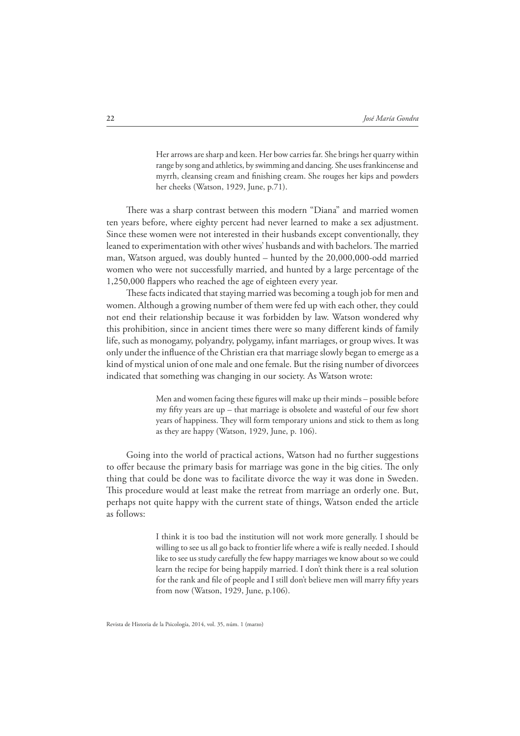> Her arrows are sharp and keen. Her bow carries far. She brings her quarry within range by song and athletics, by swimming and dancing. She uses frankincense and myrrh, cleansing cream and finishing cream. She rouges her kips and powders her cheeks (Watson, 1929, June, p.71).

There was a sharp contrast between this modern "Diana" and married women ten years before, where eighty percent had never learned to make a sex adjustment. Since these women were not interested in their husbands except conventionally, they leaned to experimentation with other wives' husbands and with bachelors. The married man, Watson argued, was doubly hunted – hunted by the 20,000,000-odd married women who were not successfully married, and hunted by a large percentage of the 1,250,000 flappers who reached the age of eighteen every year.

These facts indicated that staying married was becoming a tough job for men and women. Although a growing number of them were fed up with each other, they could not end their relationship because it was forbidden by law. Watson wondered why this prohibition, since in ancient times there were so many different kinds of family life, such as monogamy, polyandry, polygamy, infant marriages, or group wives. It was only under the influence of the Christian era that marriage slowly began to emerge as a kind of mystical union of one male and one female. But the rising number of divorcees indicated that something was changing in our society. As Watson wrote:

> Men and women facing these figures will make up their minds – possible before my fifty years are up – that marriage is obsolete and wasteful of our few short years of happiness. They will form temporary unions and stick to them as long as they are happy (Watson, 1929, June, p. 106).

Going into the world of practical actions, Watson had no further suggestions to offer because the primary basis for marriage was gone in the big cities. The only thing that could be done was to facilitate divorce the way it was done in Sweden. This procedure would at least make the retreat from marriage an orderly one. But, perhaps not quite happy with the current state of things, Watson ended the article as follows:

> I think it is too bad the institution will not work more generally. I should be willing to see us all go back to frontier life where a wife is really needed. I should like to see us study carefully the few happy marriages we know about so we could learn the recipe for being happily married. I don't think there is a real solution for the rank and file of people and I still don't believe men will marry fifty years from now (Watson, 1929, June, p.106).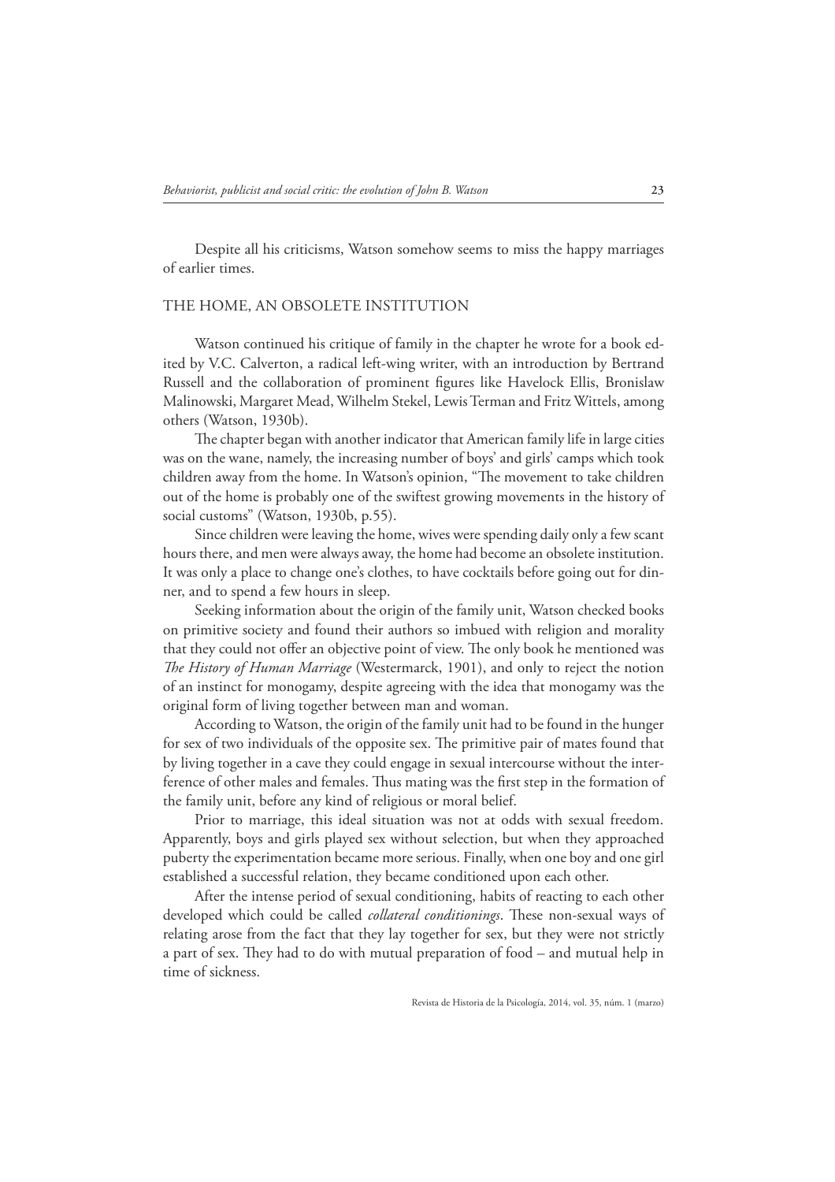Despite all his criticisms, Watson somehow seems to miss the happy marriages of earlier times.

## THE HOME, AN OBSOLETE INSTITUTION

Watson continued his critique of family in the chapter he wrote for a book edited by V.C. Calverton, a radical left-wing writer, with an introduction by Bertrand Russell and the collaboration of prominent figures like Havelock Ellis, Bronislaw Malinowski, Margaret Mead, Wilhelm Stekel, Lewis Terman and Fritz Wittels, among others (Watson, 1930b).

The chapter began with another indicator that American family life in large cities was on the wane, namely, the increasing number of boys' and girls' camps which took children away from the home. In Watson's opinion, "The movement to take children out of the home is probably one of the swiftest growing movements in the history of social customs" (Watson, 1930b, p.55).

Since children were leaving the home, wives were spending daily only a few scant hours there, and men were always away, the home had become an obsolete institution. It was only a place to change one's clothes, to have cocktails before going out for dinner, and to spend a few hours in sleep.

Seeking information about the origin of the family unit, Watson checked books on primitive society and found their authors so imbued with religion and morality that they could not offer an objective point of view. The only book he mentioned was *The History of Human Marriage* (Westermarck, 1901), and only to reject the notion of an instinct for monogamy, despite agreeing with the idea that monogamy was the original form of living together between man and woman.

According to Watson, the origin of the family unit had to be found in the hunger for sex of two individuals of the opposite sex. The primitive pair of mates found that by living together in a cave they could engage in sexual intercourse without the interference of other males and females. Thus mating was the first step in the formation of the family unit, before any kind of religious or moral belief.

Prior to marriage, this ideal situation was not at odds with sexual freedom. Apparently, boys and girls played sex without selection, but when they approached puberty the experimentation became more serious. Finally, when one boy and one girl established a successful relation, they became conditioned upon each other.

After the intense period of sexual conditioning, habits of reacting to each other developed which could be called *collateral conditionings*. These non-sexual ways of relating arose from the fact that they lay together for sex, but they were not strictly a part of sex. They had to do with mutual preparation of food – and mutual help in time of sickness.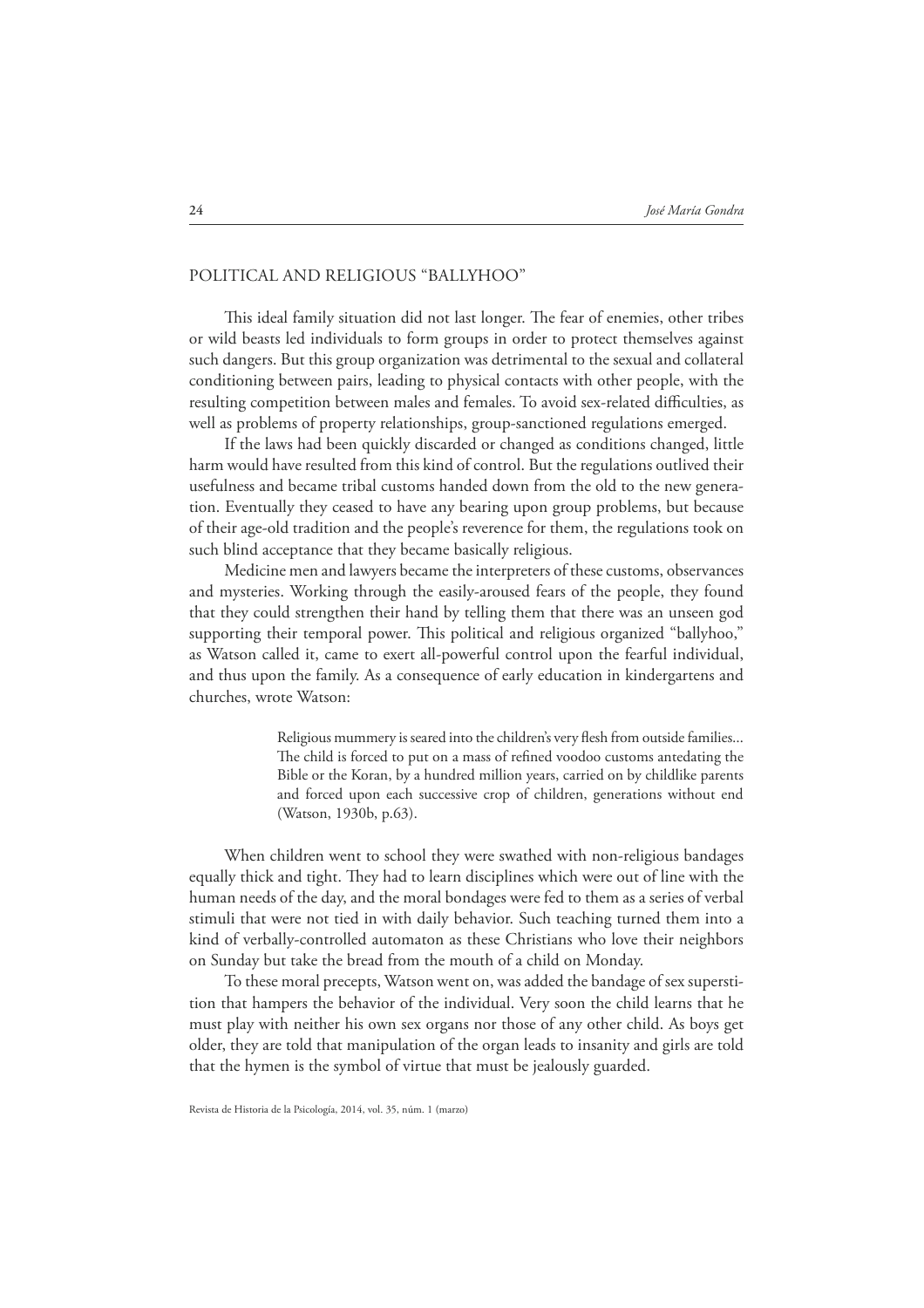## POLITICAL AND RELIGIOUS "BALLYHOO"

This ideal family situation did not last longer. The fear of enemies, other tribes or wild beasts led individuals to form groups in order to protect themselves against such dangers. But this group organization was detrimental to the sexual and collateral conditioning between pairs, leading to physical contacts with other people, with the resulting competition between males and females. To avoid sex-related difficulties, as well as problems of property relationships, group-sanctioned regulations emerged.

If the laws had been quickly discarded or changed as conditions changed, little harm would have resulted from this kind of control. But the regulations outlived their usefulness and became tribal customs handed down from the old to the new generation. Eventually they ceased to have any bearing upon group problems, but because of their age-old tradition and the people's reverence for them, the regulations took on such blind acceptance that they became basically religious.

Medicine men and lawyers became the interpreters of these customs, observances and mysteries. Working through the easily-aroused fears of the people, they found that they could strengthen their hand by telling them that there was an unseen god supporting their temporal power. This political and religious organized "ballyhoo," as Watson called it, came to exert all-powerful control upon the fearful individual, and thus upon the family. As a consequence of early education in kindergartens and churches, wrote Watson:

> Religious mummery is seared into the children's very flesh from outside families... The child is forced to put on a mass of refined voodoo customs antedating the Bible or the Koran, by a hundred million years, carried on by childlike parents and forced upon each successive crop of children, generations without end (Watson, 1930b, p.63).

When children went to school they were swathed with non-religious bandages equally thick and tight. They had to learn disciplines which were out of line with the human needs of the day, and the moral bondages were fed to them as a series of verbal stimuli that were not tied in with daily behavior. Such teaching turned them into a kind of verbally-controlled automaton as these Christians who love their neighbors on Sunday but take the bread from the mouth of a child on Monday.

To these moral precepts, Watson went on, was added the bandage of sex superstition that hampers the behavior of the individual. Very soon the child learns that he must play with neither his own sex organs nor those of any other child. As boys get older, they are told that manipulation of the organ leads to insanity and girls are told that the hymen is the symbol of virtue that must be jealously guarded.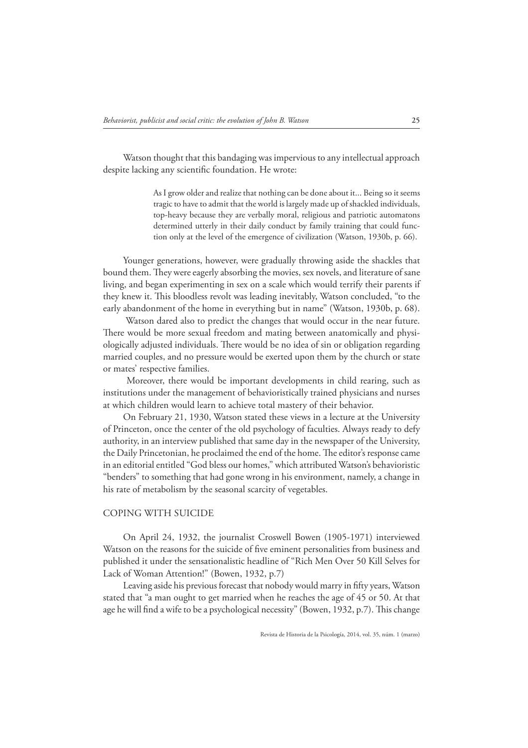Watson thought that this bandaging was impervious to any intellectual approach despite lacking any scientific foundation. He wrote:

> As I grow older and realize that nothing can be done about it... Being so it seems tragic to have to admit that the world is largely made up of shackled individuals, top-heavy because they are verbally moral, religious and patriotic automatons determined utterly in their daily conduct by family training that could function only at the level of the emergence of civilization (Watson, 1930b, p. 66).

Younger generations, however, were gradually throwing aside the shackles that bound them. They were eagerly absorbing the movies, sex novels, and literature of sane living, and began experimenting in sex on a scale which would terrify their parents if they knew it. This bloodless revolt was leading inevitably, Watson concluded, "to the early abandonment of the home in everything but in name" (Watson, 1930b, p. 68).

Watson dared also to predict the changes that would occur in the near future. There would be more sexual freedom and mating between anatomically and physiologically adjusted individuals. There would be no idea of sin or obligation regarding married couples, and no pressure would be exerted upon them by the church or state or mates' respective families.

Moreover, there would be important developments in child rearing, such as institutions under the management of behavioristically trained physicians and nurses at which children would learn to achieve total mastery of their behavior.

On February 21, 1930, Watson stated these views in a lecture at the University of Princeton, once the center of the old psychology of faculties. Always ready to defy authority, in an interview published that same day in the newspaper of the University, the Daily Princetonian, he proclaimed the end of the home. The editor's response came in an editorial entitled "God bless our homes," which attributed Watson's behavioristic "benders" to something that had gone wrong in his environment, namely, a change in his rate of metabolism by the seasonal scarcity of vegetables.

## COPING WITH SUICIDE

On April 24, 1932, the journalist Croswell Bowen (1905-1971) interviewed Watson on the reasons for the suicide of five eminent personalities from business and published it under the sensationalistic headline of "Rich Men Over 50 Kill Selves for Lack of Woman Attention!" (Bowen, 1932, p.7)

Leaving aside his previous forecast that nobody would marry in fifty years, Watson stated that "a man ought to get married when he reaches the age of 45 or 50. At that age he will find a wife to be a psychological necessity" (Bowen, 1932, p.7). This change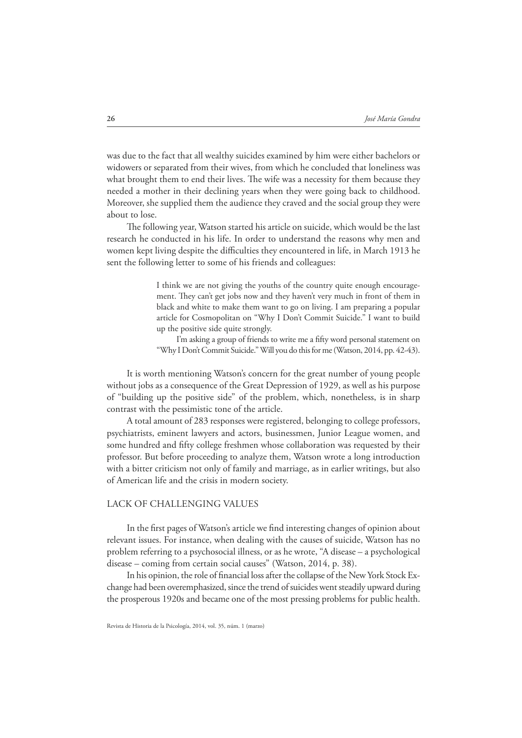was due to the fact that all wealthy suicides examined by him were either bachelors or widowers or separated from their wives, from which he concluded that loneliness was what brought them to end their lives. The wife was a necessity for them because they needed a mother in their declining years when they were going back to childhood. Moreover, she supplied them the audience they craved and the social group they were about to lose.

The following year, Watson started his article on suicide, which would be the last research he conducted in his life. In order to understand the reasons why men and women kept living despite the difficulties they encountered in life, in March 1913 he sent the following letter to some of his friends and colleagues:

> I think we are not giving the youths of the country quite enough encouragement. They can't get jobs now and they haven't very much in front of them in black and white to make them want to go on living. I am preparing a popular article for Cosmopolitan on "Why I Don't Commit Suicide." I want to build up the positive side quite strongly.
>
> I'm asking a group of friends to write me a fifty word personal statement on "Why I Don't Commit Suicide." Will you do this for me (Watson, 2014, pp. 42-43).

It is worth mentioning Watson's concern for the great number of young people without jobs as a consequence of the Great Depression of 1929, as well as his purpose of "building up the positive side" of the problem, which, nonetheless, is in sharp contrast with the pessimistic tone of the article.

A total amount of 283 responses were registered, belonging to college professors, psychiatrists, eminent lawyers and actors, businessmen, Junior League women, and some hundred and fifty college freshmen whose collaboration was requested by their professor. But before proceeding to analyze them, Watson wrote a long introduction with a bitter criticism not only of family and marriage, as in earlier writings, but also of American life and the crisis in modern society.

## LACK OF CHALLENGING VALUES

In the first pages of Watson's article we find interesting changes of opinion about relevant issues. For instance, when dealing with the causes of suicide, Watson has no problem referring to a psychosocial illness, or as he wrote, "A disease – a psychological disease – coming from certain social causes" (Watson, 2014, p. 38).

In his opinion, the role of financial loss after the collapse of the New York Stock Exchange had been overemphasized, since the trend of suicides went steadily upward during the prosperous 1920s and became one of the most pressing problems for public health.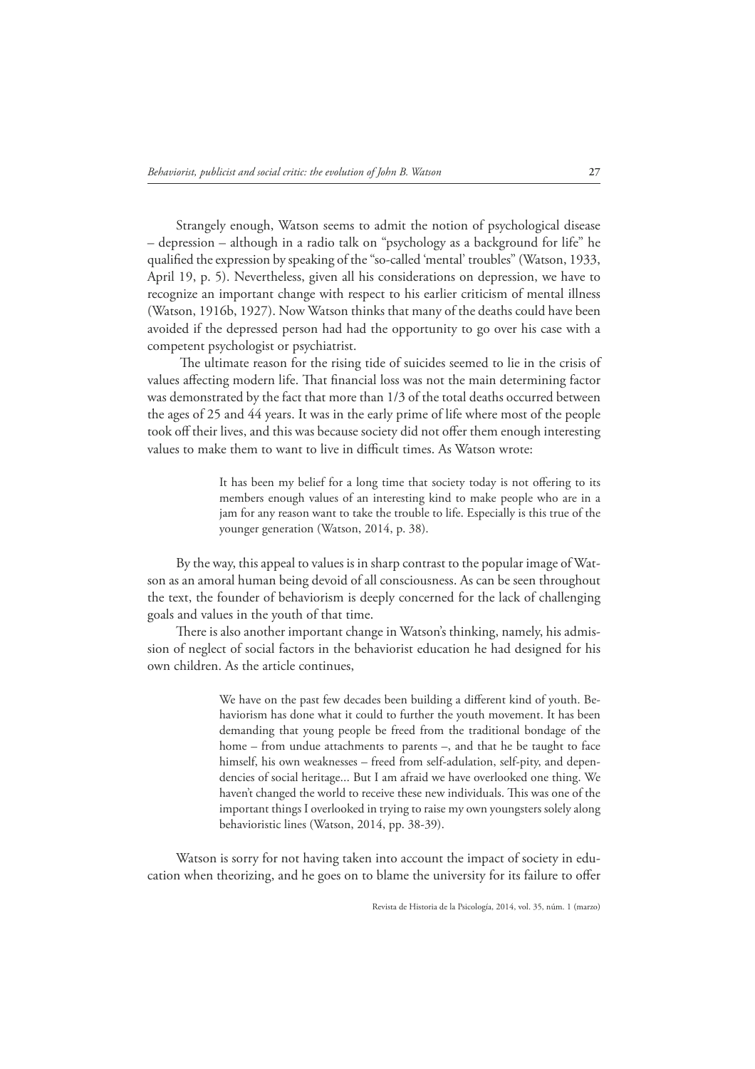Strangely enough, Watson seems to admit the notion of psychological disease – depression – although in a radio talk on "psychology as a background for life" he qualified the expression by speaking of the "so-called 'mental' troubles" (Watson, 1933, April 19, p. 5). Nevertheless, given all his considerations on depression, we have to recognize an important change with respect to his earlier criticism of mental illness (Watson, 1916b, 1927). Now Watson thinks that many of the deaths could have been avoided if the depressed person had had the opportunity to go over his case with a competent psychologist or psychiatrist.

The ultimate reason for the rising tide of suicides seemed to lie in the crisis of values affecting modern life. That financial loss was not the main determining factor was demonstrated by the fact that more than 1/3 of the total deaths occurred between the ages of 25 and 44 years. It was in the early prime of life where most of the people took off their lives, and this was because society did not offer them enough interesting values to make them to want to live in difficult times. As Watson wrote:

> It has been my belief for a long time that society today is not offering to its members enough values of an interesting kind to make people who are in a jam for any reason want to take the trouble to life. Especially is this true of the younger generation (Watson, 2014, p. 38).

By the way, this appeal to values is in sharp contrast to the popular image of Watson as an amoral human being devoid of all consciousness. As can be seen throughout the text, the founder of behaviorism is deeply concerned for the lack of challenging goals and values in the youth of that time.

There is also another important change in Watson's thinking, namely, his admission of neglect of social factors in the behaviorist education he had designed for his own children. As the article continues,

> We have on the past few decades been building a different kind of youth. Behaviorism has done what it could to further the youth movement. It has been demanding that young people be freed from the traditional bondage of the home – from undue attachments to parents –, and that he be taught to face himself, his own weaknesses – freed from self-adulation, self-pity, and dependencies of social heritage... But I am afraid we have overlooked one thing. We haven't changed the world to receive these new individuals. This was one of the important things I overlooked in trying to raise my own youngsters solely along behavioristic lines (Watson, 2014, pp. 38-39).

Watson is sorry for not having taken into account the impact of society in education when theorizing, and he goes on to blame the university for its failure to offer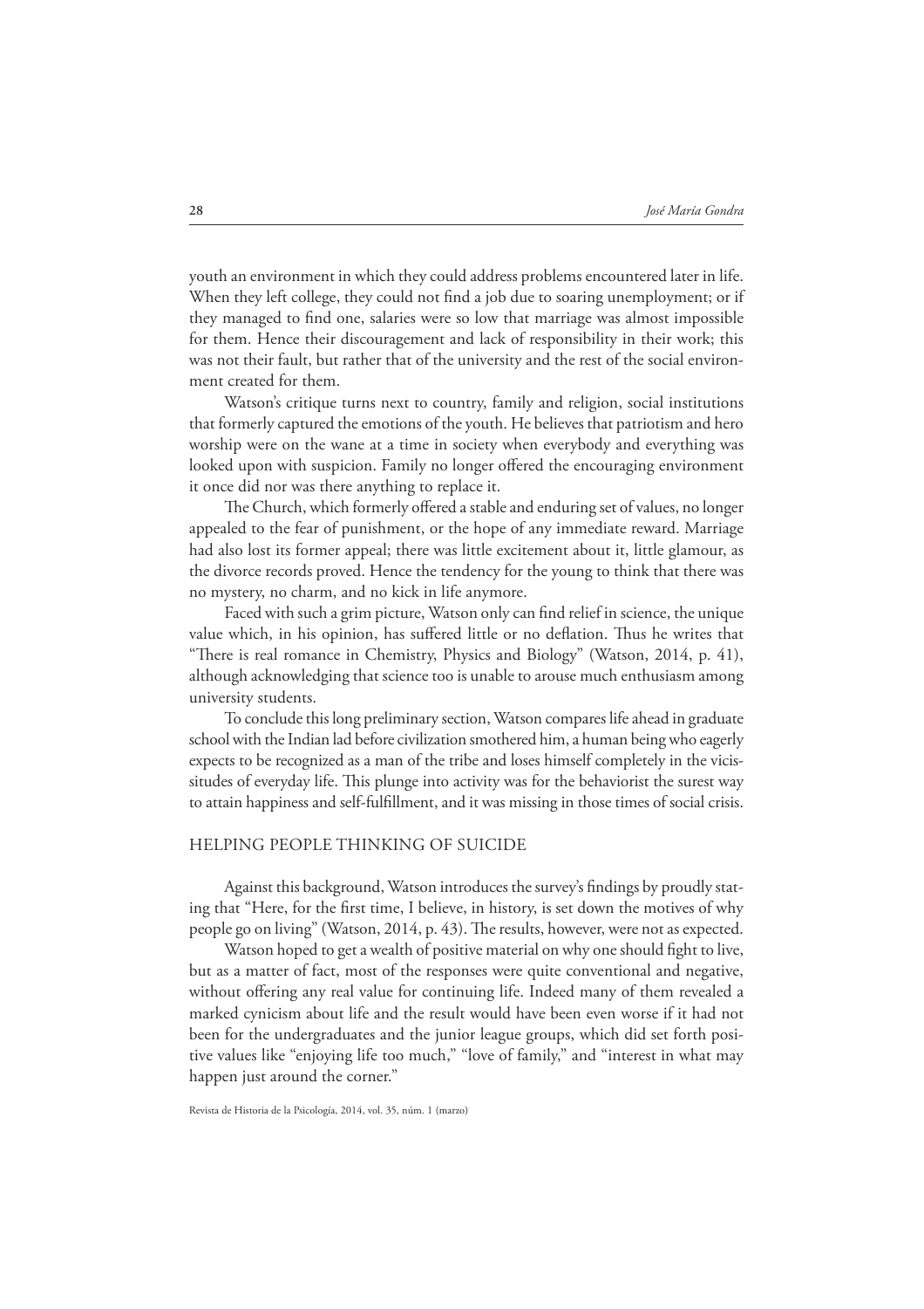youth an environment in which they could address problems encountered later in life. When they left college, they could not find a job due to soaring unemployment; or if they managed to find one, salaries were so low that marriage was almost impossible for them. Hence their discouragement and lack of responsibility in their work; this was not their fault, but rather that of the university and the rest of the social environment created for them.

Watson's critique turns next to country, family and religion, social institutions that formerly captured the emotions of the youth. He believes that patriotism and hero worship were on the wane at a time in society when everybody and everything was looked upon with suspicion. Family no longer offered the encouraging environment it once did nor was there anything to replace it.

The Church, which formerly offered a stable and enduring set of values, no longer appealed to the fear of punishment, or the hope of any immediate reward. Marriage had also lost its former appeal; there was little excitement about it, little glamour, as the divorce records proved. Hence the tendency for the young to think that there was no mystery, no charm, and no kick in life anymore.

Faced with such a grim picture, Watson only can find relief in science, the unique value which, in his opinion, has suffered little or no deflation. Thus he writes that "There is real romance in Chemistry, Physics and Biology" (Watson, 2014, p. 41), although acknowledging that science too is unable to arouse much enthusiasm among university students.

To conclude this long preliminary section, Watson compares life ahead in graduate school with the Indian lad before civilization smothered him, a human being who eagerly expects to be recognized as a man of the tribe and loses himself completely in the vicissitudes of everyday life. This plunge into activity was for the behaviorist the surest way to attain happiness and self-fulfillment, and it was missing in those times of social crisis.

## HELPING PEOPLE THINKING OF SUICIDE

Against this background, Watson introduces the survey's findings by proudly stating that "Here, for the first time, I believe, in history, is set down the motives of why people go on living" (Watson, 2014, p. 43). The results, however, were not as expected.

Watson hoped to get a wealth of positive material on why one should fight to live, but as a matter of fact, most of the responses were quite conventional and negative, without offering any real value for continuing life. Indeed many of them revealed a marked cynicism about life and the result would have been even worse if it had not been for the undergraduates and the junior league groups, which did set forth positive values like "enjoying life too much," "love of family," and "interest in what may happen just around the corner."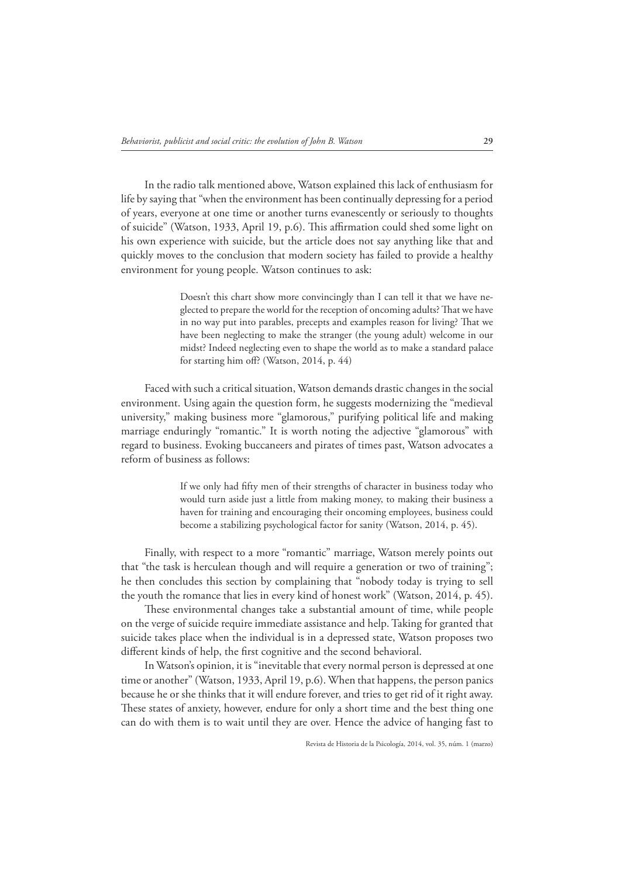In the radio talk mentioned above, Watson explained this lack of enthusiasm for life by saying that "when the environment has been continually depressing for a period of years, everyone at one time or another turns evanescently or seriously to thoughts of suicide" (Watson, 1933, April 19, p.6). This affirmation could shed some light on his own experience with suicide, but the article does not say anything like that and quickly moves to the conclusion that modern society has failed to provide a healthy environment for young people. Watson continues to ask:

> Doesn't this chart show more convincingly than I can tell it that we have neglected to prepare the world for the reception of oncoming adults? That we have in no way put into parables, precepts and examples reason for living? That we have been neglecting to make the stranger (the young adult) welcome in our midst? Indeed neglecting even to shape the world as to make a standard palace for starting him off? (Watson, 2014, p. 44)

Faced with such a critical situation, Watson demands drastic changes in the social environment. Using again the question form, he suggests modernizing the "medieval university," making business more "glamorous," purifying political life and making marriage enduringly "romantic." It is worth noting the adjective "glamorous" with regard to business. Evoking buccaneers and pirates of times past, Watson advocates a reform of business as follows:

> If we only had fifty men of their strengths of character in business today who would turn aside just a little from making money, to making their business a haven for training and encouraging their oncoming employees, business could become a stabilizing psychological factor for sanity (Watson, 2014, p. 45).

Finally, with respect to a more "romantic" marriage, Watson merely points out that "the task is herculean though and will require a generation or two of training"; he then concludes this section by complaining that "nobody today is trying to sell the youth the romance that lies in every kind of honest work" (Watson, 2014, p. 45).

These environmental changes take a substantial amount of time, while people on the verge of suicide require immediate assistance and help. Taking for granted that suicide takes place when the individual is in a depressed state, Watson proposes two different kinds of help, the first cognitive and the second behavioral.

In Watson's opinion, it is "inevitable that every normal person is depressed at one time or another" (Watson, 1933, April 19, p.6). When that happens, the person panics because he or she thinks that it will endure forever, and tries to get rid of it right away. These states of anxiety, however, endure for only a short time and the best thing one can do with them is to wait until they are over. Hence the advice of hanging fast to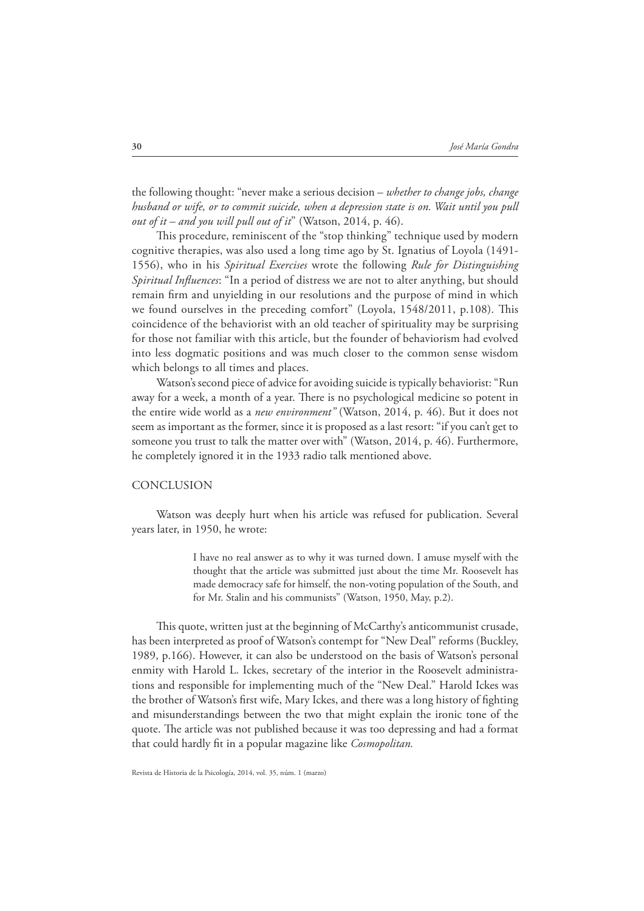the following thought: "never make a serious decision – *whether to change jobs, change husband or wife, or to commit suicide, when a depression state is on. Wait until you pull out of it – and you will pull out of it*" (Watson, 2014, p. 46).

This procedure, reminiscent of the "stop thinking" technique used by modern cognitive therapies, was also used a long time ago by St. Ignatius of Loyola (1491-1556), who in his *Spiritual Exercises* wrote the following *Rule for Distinguishing Spiritual Influences*: "In a period of distress we are not to alter anything, but should remain firm and unyielding in our resolutions and the purpose of mind in which we found ourselves in the preceding comfort" (Loyola, 1548/2011, p.108). This coincidence of the behaviorist with an old teacher of spirituality may be surprising for those not familiar with this article, but the founder of behaviorism had evolved into less dogmatic positions and was much closer to the common sense wisdom which belongs to all times and places.

Watson's second piece of advice for avoiding suicide is typically behaviorist: "Run away for a week, a month of a year. There is no psychological medicine so potent in the entire wide world as a *new environment"* (Watson, 2014, p. 46). But it does not seem as important as the former, since it is proposed as a last resort: "if you can't get to someone you trust to talk the matter over with" (Watson, 2014, p. 46). Furthermore, he completely ignored it in the 1933 radio talk mentioned above.

## CONCLUSION

Watson was deeply hurt when his article was refused for publication. Several years later, in 1950, he wrote:

> I have no real answer as to why it was turned down. I amuse myself with the thought that the article was submitted just about the time Mr. Roosevelt has made democracy safe for himself, the non-voting population of the South, and for Mr. Stalin and his communists" (Watson, 1950, May, p.2).

This quote, written just at the beginning of McCarthy's anticommunist crusade, has been interpreted as proof of Watson's contempt for "New Deal" reforms (Buckley, 1989, p.166). However, it can also be understood on the basis of Watson's personal enmity with Harold L. Ickes, secretary of the interior in the Roosevelt administrations and responsible for implementing much of the "New Deal." Harold Ickes was the brother of Watson's first wife, Mary Ickes, and there was a long history of fighting and misunderstandings between the two that might explain the ironic tone of the quote. The article was not published because it was too depressing and had a format that could hardly fit in a popular magazine like *Cosmopolitan.*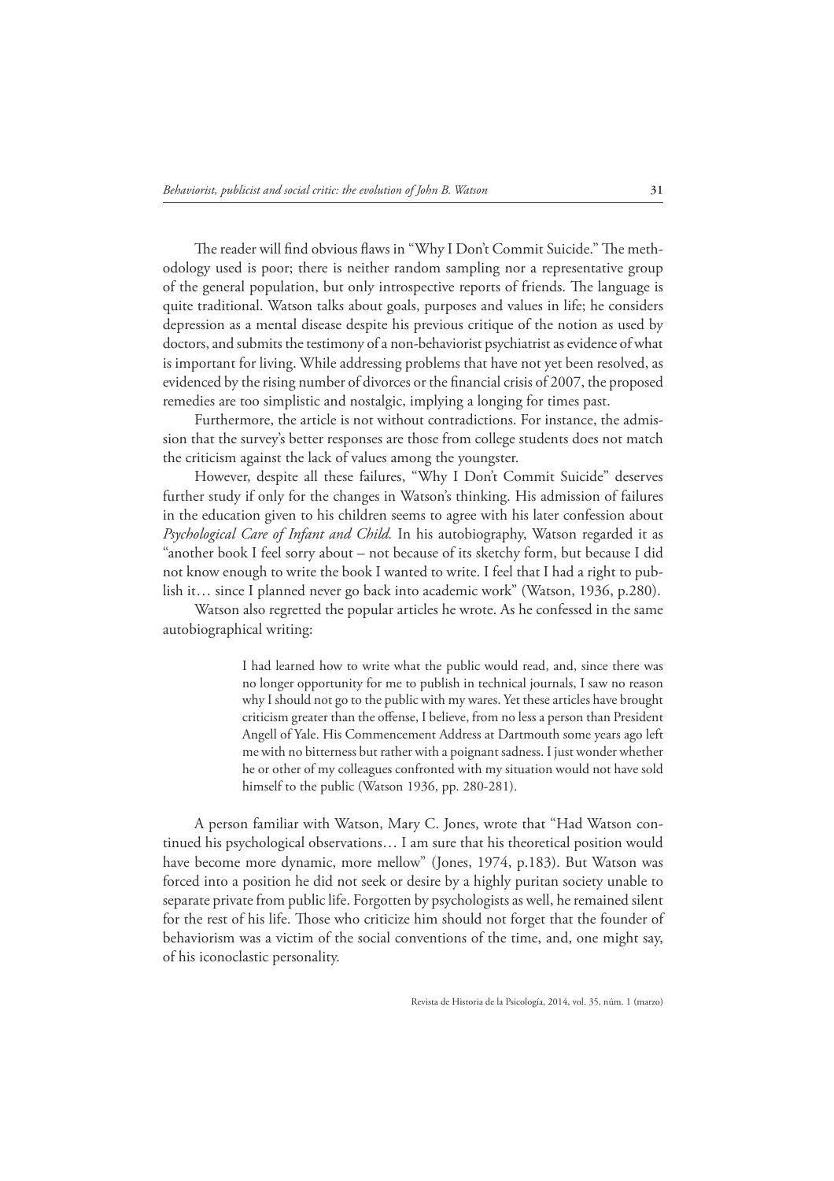The reader will find obvious flaws in "Why I Don't Commit Suicide." The methodology used is poor; there is neither random sampling nor a representative group of the general population, but only introspective reports of friends. The language is quite traditional. Watson talks about goals, purposes and values in life; he considers depression as a mental disease despite his previous critique of the notion as used by doctors, and submits the testimony of a non-behaviorist psychiatrist as evidence of what is important for living. While addressing problems that have not yet been resolved, as evidenced by the rising number of divorces or the financial crisis of 2007, the proposed remedies are too simplistic and nostalgic, implying a longing for times past.

Furthermore, the article is not without contradictions. For instance, the admission that the survey's better responses are those from college students does not match the criticism against the lack of values among the youngster.

However, despite all these failures, "Why I Don't Commit Suicide" deserves further study if only for the changes in Watson's thinking. His admission of failures in the education given to his children seems to agree with his later confession about *Psychological Care of Infant and Child.* In his autobiography, Watson regarded it as "another book I feel sorry about – not because of its sketchy form, but because I did not know enough to write the book I wanted to write. I feel that I had a right to publish it… since I planned never go back into academic work" (Watson, 1936, p.280).

Watson also regretted the popular articles he wrote. As he confessed in the same autobiographical writing:

> I had learned how to write what the public would read, and, since there was no longer opportunity for me to publish in technical journals, I saw no reason why I should not go to the public with my wares. Yet these articles have brought criticism greater than the offense, I believe, from no less a person than President Angell of Yale. His Commencement Address at Dartmouth some years ago left me with no bitterness but rather with a poignant sadness. I just wonder whether he or other of my colleagues confronted with my situation would not have sold himself to the public (Watson 1936, pp. 280-281).

A person familiar with Watson, Mary C. Jones, wrote that "Had Watson continued his psychological observations… I am sure that his theoretical position would have become more dynamic, more mellow" (Jones, 1974, p.183). But Watson was forced into a position he did not seek or desire by a highly puritan society unable to separate private from public life. Forgotten by psychologists as well, he remained silent for the rest of his life. Those who criticize him should not forget that the founder of behaviorism was a victim of the social conventions of the time, and, one might say, of his iconoclastic personality.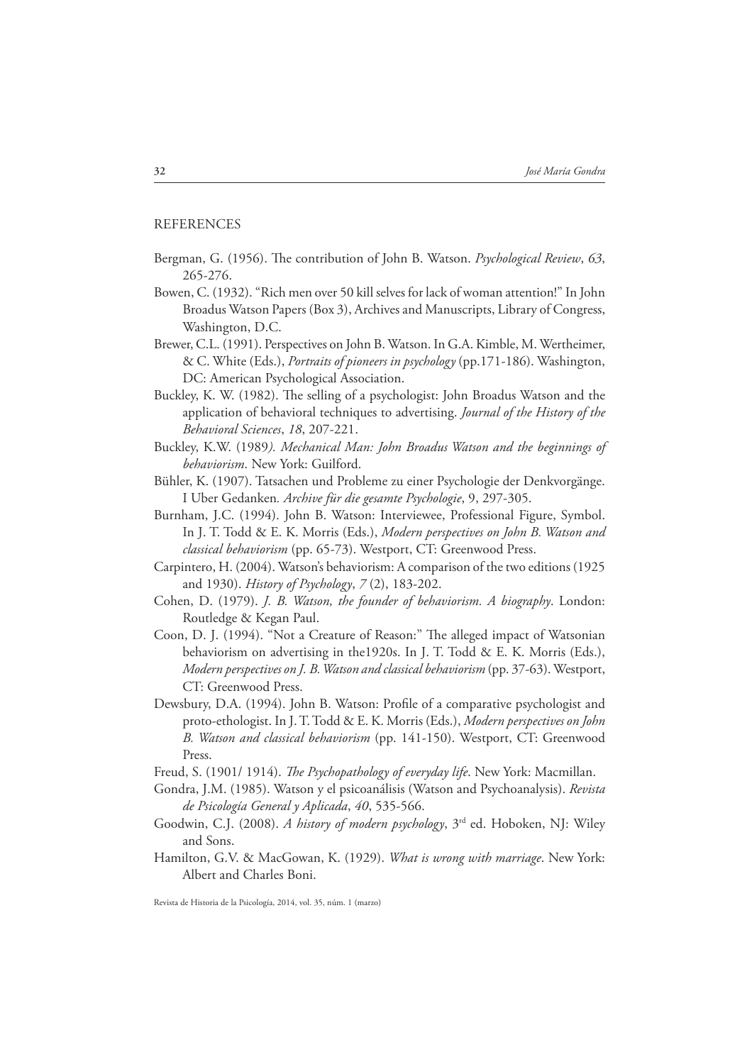## REFERENCES

Bergman, G. (1956). The contribution of John B. Watson. *Psychological Review*, *63*, 265-276.

Bowen, C. (1932). "Rich men over 50 kill selves for lack of woman attention!" In John Broadus Watson Papers (Box 3), Archives and Manuscripts, Library of Congress, Washington, D.C.

Brewer, C.L. (1991). Perspectives on John B. Watson. In G.A. Kimble, M. Wertheimer, & C. White (Eds.), *Portraits of pioneers in psychology* (pp.171-186). Washington, DC: American Psychological Association.

Buckley, K. W. (1982). The selling of a psychologist: John Broadus Watson and the application of behavioral techniques to advertising. *Journal of the History of the Behavioral Sciences*, *18*, 207-221.

Buckley, K.W. (1989*). Mechanical Man: John Broadus Watson and the beginnings of behaviorism*. New York: Guilford.

Bühler, K. (1907). Tatsachen und Probleme zu einer Psychologie der Denkvorgänge. I Uber Gedanken*. Archive für die gesamte Psychologie*, 9, 297-305.

Burnham, J.C. (1994). John B. Watson: Interviewee, Professional Figure, Symbol. In J. T. Todd & E. K. Morris (Eds.), *Modern perspectives on John B. Watson and classical behaviorism* (pp. 65-73). Westport, CT: Greenwood Press.

Carpintero, H. (2004). Watson's behaviorism: A comparison of the two editions (1925 and 1930). *History of Psychology*, *7* (2), 183-202.

Cohen, D. (1979). *J. B. Watson, the founder of behaviorism. A biography*. London: Routledge & Kegan Paul.

Coon, D. J. (1994). "Not a Creature of Reason:" The alleged impact of Watsonian behaviorism on advertising in the1920s. In J. T. Todd & E. K. Morris (Eds.), *Modern perspectives on J. B. Watson and classical behaviorism* (pp. 37-63). Westport, CT: Greenwood Press.

Dewsbury, D.A. (1994). John B. Watson: Profile of a comparative psychologist and proto-ethologist. In J. T. Todd & E. K. Morris (Eds.), *Modern perspectives on John B. Watson and classical behaviorism* (pp. 141-150). Westport, CT: Greenwood Press.

Freud, S. (1901/ 1914). *The Psychopathology of everyday life*. New York: Macmillan.

Gondra, J.M. (1985). Watson y el psicoanálisis (Watson and Psychoanalysis). *Revista de Psicología General y Aplicada*, *40*, 535-566.

Goodwin, C.J. (2008). *A history of modern psychology*, 3rd ed. Hoboken, NJ: Wiley and Sons.

Hamilton, G.V. & MacGowan, K. (1929). *What is wrong with marriage*. New York: Albert and Charles Boni.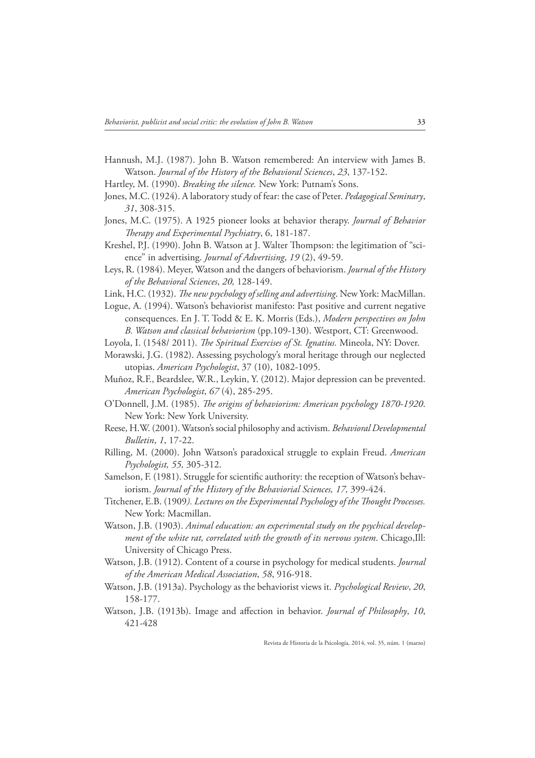Hannush, M.J. (1987). John B. Watson remembered: An interview with James B. Watson. *Journal of the History of the Behavioral Sciences*, *23*, 137-152.

Hartley, M. (1990). *Breaking the silence.* New York: Putnam's Sons.

Jones, M.C. (1924). A laboratory study of fear: the case of Peter. *Pedagogical Seminary*, *31*, 308-315.

Jones, M.C. (1975). A 1925 pioneer looks at behavior therapy. *Journal of Behavior Therapy and Experimental Psychiatry*, 6, 181-187.

Kreshel, P.J. (1990). John B. Watson at J. Walter Thompson: the legitimation of "science" in advertising. *Journal of Advertising*, *19* (2), 49-59.

Leys, R. (1984). Meyer, Watson and the dangers of behaviorism. *Journal of the History of the Behavioral Sciences*, *20,* 128-149.

Link, H.C. (1932). *The new psychology of selling and advertising*. New York: MacMillan.

Logue, A. (1994). Watson's behaviorist manifesto: Past positive and current negative consequences. En J. T. Todd & E. K. Morris (Eds.), *Modern perspectives on John B. Watson and classical behaviorism* (pp.109-130). Westport, CT: Greenwood.

Loyola, I. (1548/ 2011). *The Spiritual Exercises of St. Ignatius.* Mineola, NY: Dover.

Morawski, J.G. (1982). Assessing psychology's moral heritage through our neglected utopias. *American Psychologist*, 37 (10), 1082-1095.

Muñoz, R.F., Beardslee, W.R., Leykin, Y. (2012). Major depression can be prevented. *American Psychologist*, *67* (4), 285-295.

O'Donnell, J.M. (1985). *The origins of behaviorism: American psychology 1870-1920.* New York: New York University.

Reese, H.W. (2001). Watson's social philosophy and activism. *Behavioral Developmental Bulletin*, *1*, 17-22.

Rilling, M. (2000). John Watson's paradoxical struggle to explain Freud. *American Psychologist, 55,* 305-312.

Samelson, F. (1981). Struggle for scientific authority: the reception of Watson's behaviorism. *Journal of the History of the Behaviorial Sciences, 17,* 399-424.

Titchener, E.B. (1909*). Lectures on the Experimental Psychology of the Thought Processes.* New York: Macmillan.

Watson, J.B. (1903). *Animal education: an experimental study on the psychical development of the white rat, correlated with the growth of its nervous system*. Chicago,Ill: University of Chicago Press.

Watson, J.B. (1912). Content of a course in psychology for medical students. *Journal of the American Medical Association*, *58*, 916-918.

Watson, J.B. (1913a). Psychology as the behaviorist views it. *Psychological Review*, *20*, 158-177.

Watson, J.B. (1913b). Image and affection in behavior. *Journal of Philosophy*, *10*, 421-428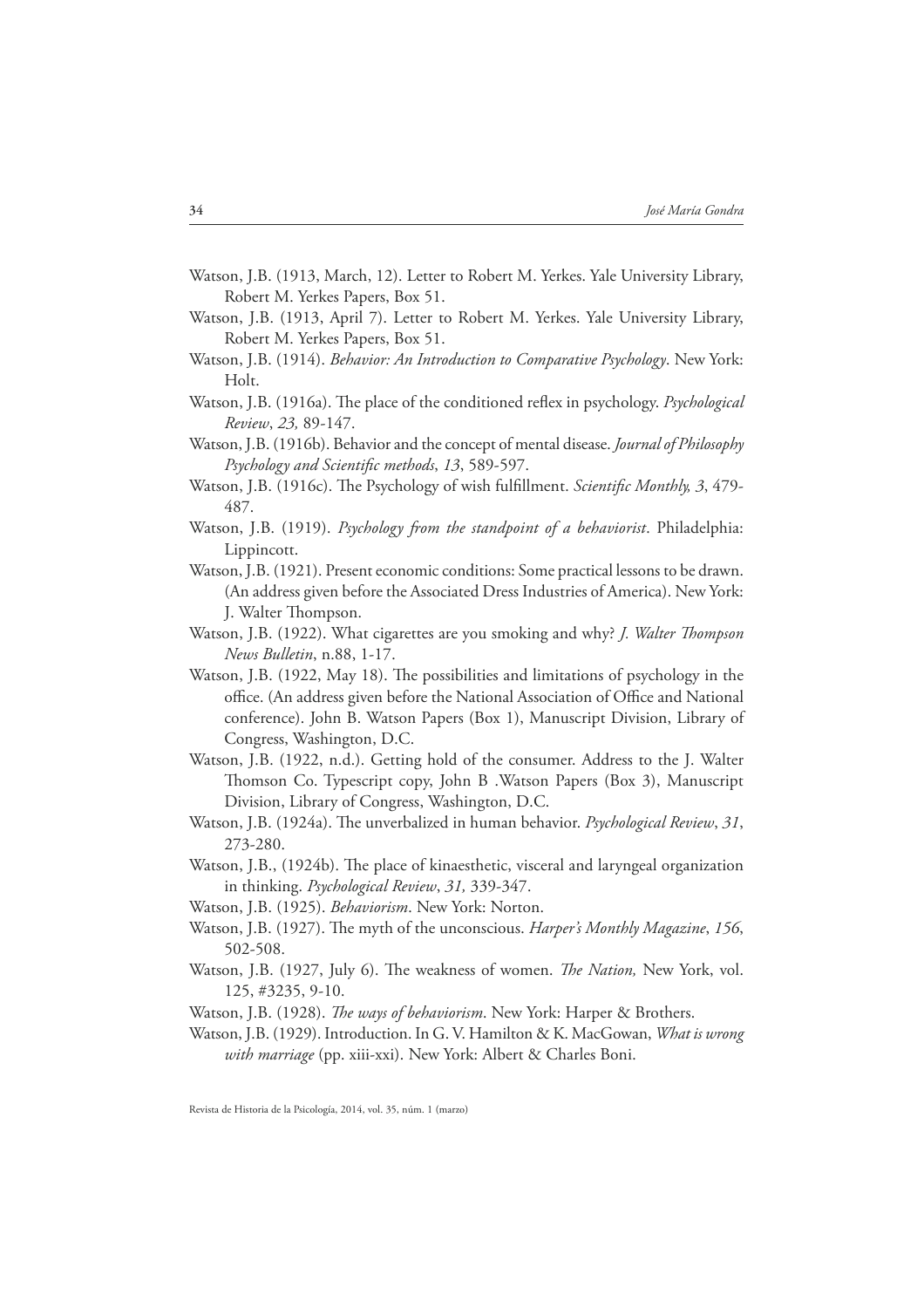Watson, J.B. (1913, March, 12). Letter to Robert M. Yerkes. Yale University Library, Robert M. Yerkes Papers, Box 51.

Watson, J.B. (1913, April 7). Letter to Robert M. Yerkes. Yale University Library, Robert M. Yerkes Papers, Box 51.

Watson, J.B. (1914). *Behavior: An Introduction to Comparative Psychology*. New York: Holt.

Watson, J.B. (1916a). The place of the conditioned reflex in psychology. *Psychological Review*, *23,* 89-147.

Watson, J.B. (1916b). Behavior and the concept of mental disease. *Journal of Philosophy Psychology and Scientific methods*, *13*, 589-597.

Watson, J.B. (1916c). The Psychology of wish fulfillment. *Scientific Monthly, 3*, 479-487.

Watson, J.B. (1919). *Psychology from the standpoint of a behaviorist*. Philadelphia: Lippincott.

Watson, J.B. (1921). Present economic conditions: Some practical lessons to be drawn. (An address given before the Associated Dress Industries of America). New York: J. Walter Thompson.

Watson, J.B. (1922). What cigarettes are you smoking and why? *J. Walter Thompson News Bulletin*, n.88, 1-17.

Watson, J.B. (1922, May 18). The possibilities and limitations of psychology in the office. (An address given before the National Association of Office and National conference). John B. Watson Papers (Box 1), Manuscript Division, Library of Congress, Washington, D.C.

Watson, J.B. (1922, n.d.). Getting hold of the consumer. Address to the J. Walter Thomson Co. Typescript copy, John B .Watson Papers (Box 3), Manuscript Division, Library of Congress, Washington, D.C.

Watson, J.B. (1924a). The unverbalized in human behavior. *Psychological Review*, *31*, 273-280.

Watson, J.B., (1924b). The place of kinaesthetic, visceral and laryngeal organization in thinking. *Psychological Review*, *31,* 339-347.

Watson, J.B. (1925). *Behaviorism*. New York: Norton.

Watson, J.B. (1927). The myth of the unconscious. *Harper's Monthly Magazine*, *156*, 502-508.

Watson, J.B. (1927, July 6). The weakness of women. *The Nation,* New York, vol. 125, #3235, 9-10.

Watson, J.B. (1928). *The ways of behaviorism*. New York: Harper & Brothers.

Watson, J.B. (1929). Introduction. In G. V. Hamilton & K. MacGowan, *What is wrong with marriage* (pp. xiii-xxi). New York: Albert & Charles Boni.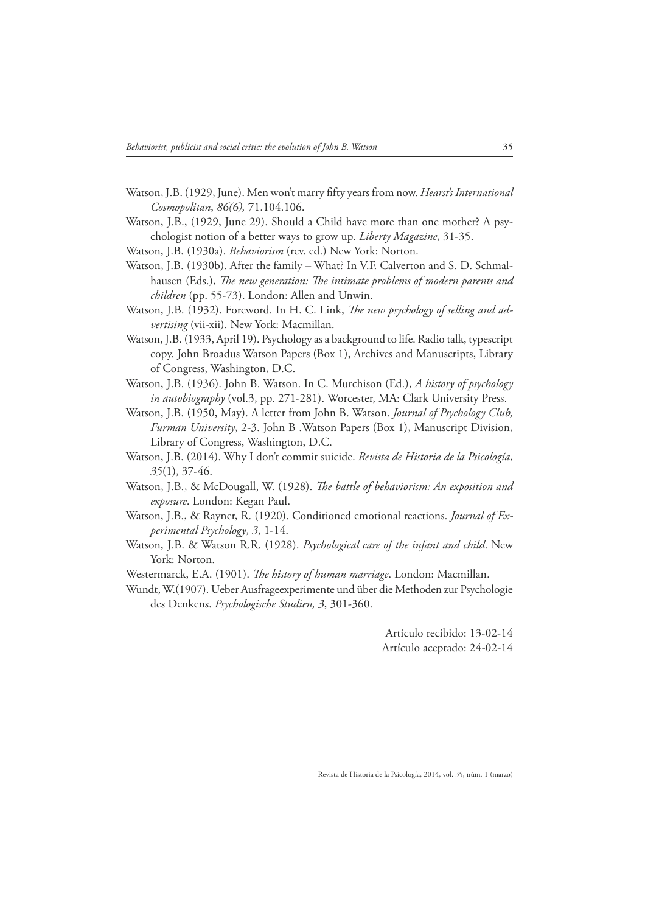Watson, J.B. (1929, June). Men won't marry fifty years from now. *Hearst's International Cosmopolitan*, *86(6),* 71.104.106.

Watson, J.B., (1929, June 29). Should a Child have more than one mother? A psychologist notion of a better ways to grow up. *Liberty Magazine*, 31-35.

Watson, J.B. (1930a). *Behaviorism* (rev. ed.) New York: Norton.

Watson, J.B. (1930b). After the family – What? In V.F. Calverton and S. D. Schmalhausen (Eds.), *The new generation: The intimate problems of modern parents and children* (pp. 55-73). London: Allen and Unwin.

Watson, J.B. (1932). Foreword. In H. C. Link, *The new psychology of selling and advertising* (vii-xii). New York: Macmillan.

Watson, J.B. (1933, April 19). Psychology as a background to life. Radio talk, typescript copy. John Broadus Watson Papers (Box 1), Archives and Manuscripts, Library of Congress, Washington, D.C.

Watson, J.B. (1936). John B. Watson. In C. Murchison (Ed.), *A history of psychology in autobiography* (vol.3, pp. 271-281). Worcester, MA: Clark University Press.

Watson, J.B. (1950, May). A letter from John B. Watson. *Journal of Psychology Club, Furman University*, 2-3. John B .Watson Papers (Box 1), Manuscript Division, Library of Congress, Washington, D.C.

Watson, J.B. (2014). Why I don't commit suicide. *Revista de Historia de la Psicología*, *35*(1), 37-46.

Watson, J.B., & McDougall, W. (1928). *The battle of behaviorism: An exposition and exposure*. London: Kegan Paul.

Watson, J.B., & Rayner, R. (1920). Conditioned emotional reactions. *Journal of Experimental Psychology*, *3*, 1-14.

Watson, J.B. & Watson R.R. (1928). *Psychological care of the infant and child*. New York: Norton.

Westermarck, E.A. (1901). *The history of human marriage*. London: Macmillan.

Wundt, W.(1907). Ueber Ausfrageexperimente und über die Methoden zur Psychologie des Denkens. *Psychologische Studien, 3*, 301-360.

Artículo recibido: 13-02-14
Artículo aceptado: 24-02-14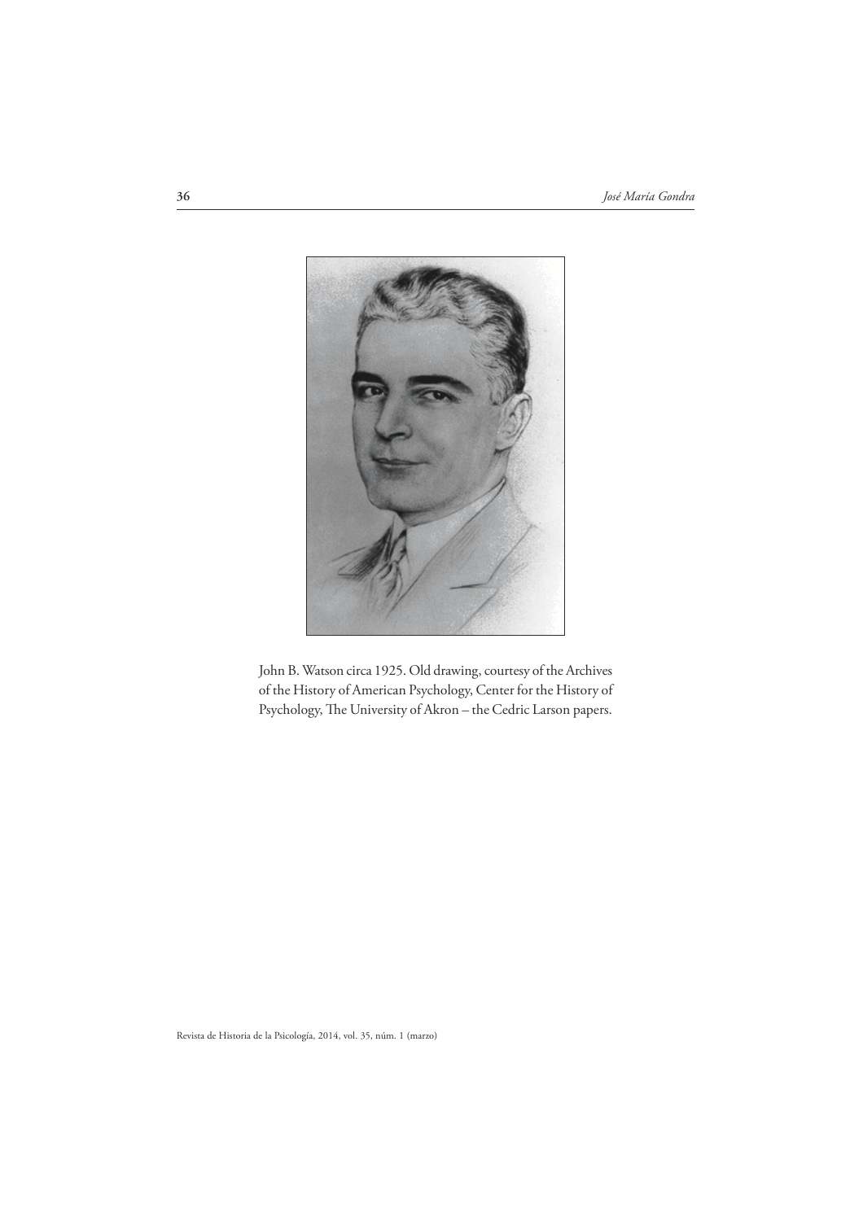John B. Watson circa 1925. Old drawing, courtesy of the Archives of the History of American Psychology, Center for the History of Psychology, The University of Akron – the Cedric Larson papers.